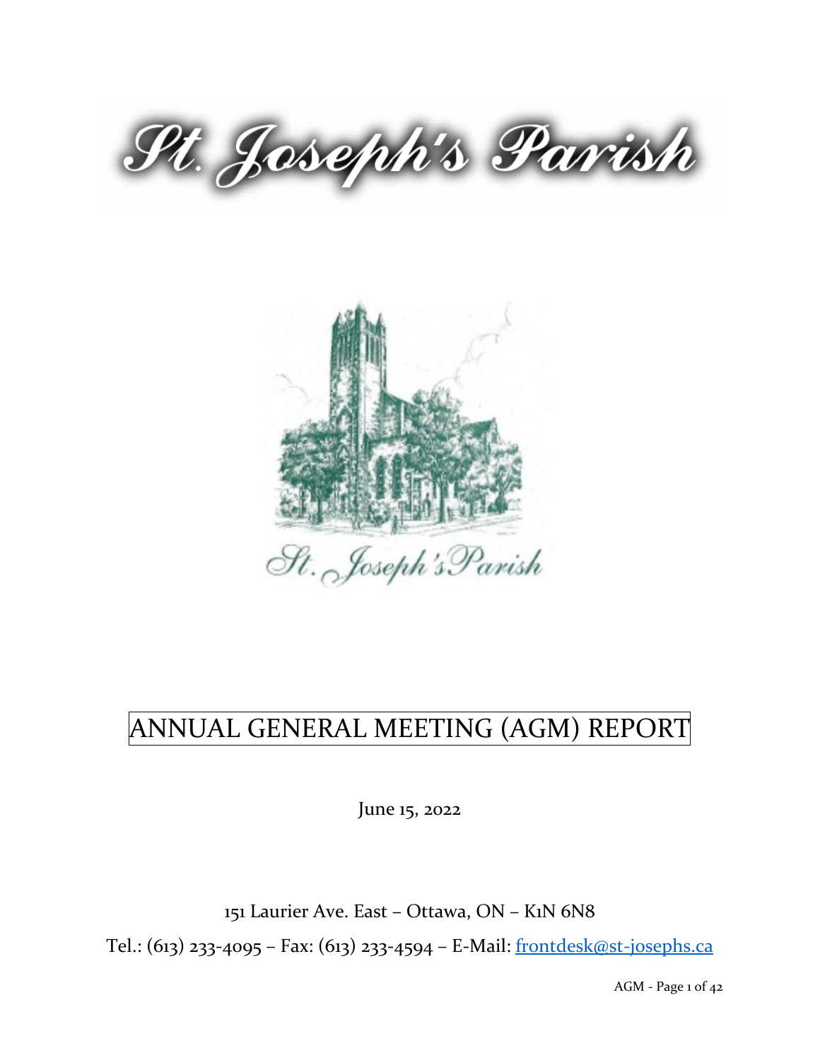# St. Joseph's Parish

St. Joseph's Parish

# ANNUAL GENERAL MEETING (AGM) REPORT

June 15, 2022

151 Laurier Ave. East – Ottawa, ON – K1N 6N8

Tel.: (613) 233-4095 – Fax: (613) 233-4594 – E-Mail: frontdesk@st-josephs.ca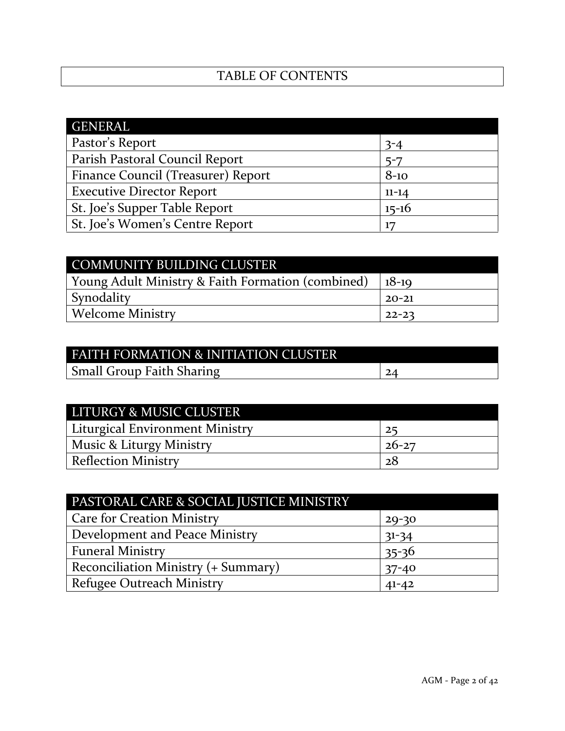# TABLE OF CONTENTS

| GENERAL | |
|---|---|
| Pastor's Report | 3-4 |
| Parish Pastoral Council Report | 5-7 |
| Finance Council (Treasurer) Report | 8-10 |
| Executive Director Report | 11-14 |
| St. Joe's Supper Table Report | 15-16 |
| St. Joe's Women's Centre Report | 17 |

| COMMUNITY BUILDING CLUSTER | |
|---|---|
| Young Adult Ministry & Faith Formation (combined) | 18-19 |
| Synodality | 20-21 |
| Welcome Ministry | 22-23 |

| FAITH FORMATION & INITIATION CLUSTER | |
|---|---|
| Small Group Faith Sharing | 24 |

| LITURGY & MUSIC CLUSTER | |
|---|---|
| Liturgical Environment Ministry | 25 |
| Music & Liturgy Ministry | 26-27 |
| Reflection Ministry | 28 |

| PASTORAL CARE & SOCIAL JUSTICE MINISTRY | |
|---|---|
| Care for Creation Ministry | 29-30 |
| Development and Peace Ministry | 31-34 |
| Funeral Ministry | 35-36 |
| Reconciliation Ministry (+ Summary) | 37-40 |
| Refugee Outreach Ministry | 41-42 |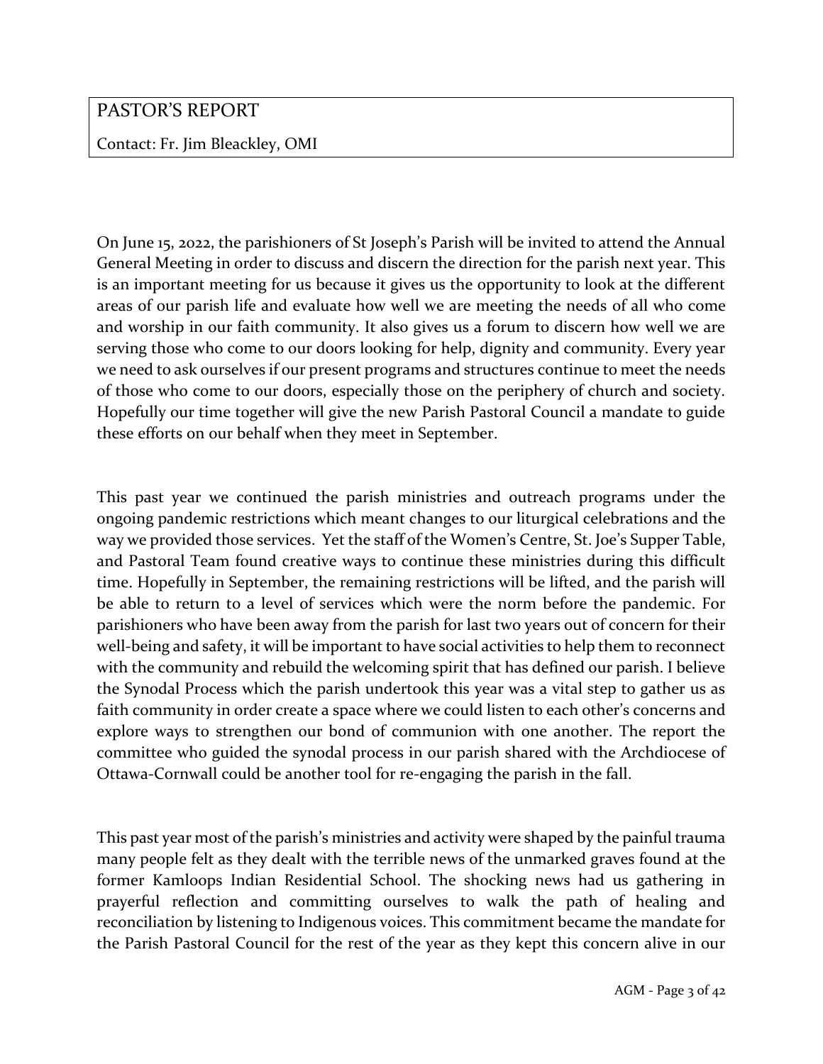# PASTOR'S REPORT

Contact: Fr. Jim Bleackley, OMI

On June 15, 2022, the parishioners of St Joseph's Parish will be invited to attend the Annual General Meeting in order to discuss and discern the direction for the parish next year. This is an important meeting for us because it gives us the opportunity to look at the different areas of our parish life and evaluate how well we are meeting the needs of all who come and worship in our faith community. It also gives us a forum to discern how well we are serving those who come to our doors looking for help, dignity and community. Every year we need to ask ourselves if our present programs and structures continue to meet the needs of those who come to our doors, especially those on the periphery of church and society. Hopefully our time together will give the new Parish Pastoral Council a mandate to guide these efforts on our behalf when they meet in September.

This past year we continued the parish ministries and outreach programs under the ongoing pandemic restrictions which meant changes to our liturgical celebrations and the way we provided those services. Yet the staff of the Women's Centre, St. Joe's Supper Table, and Pastoral Team found creative ways to continue these ministries during this difficult time. Hopefully in September, the remaining restrictions will be lifted, and the parish will be able to return to a level of services which were the norm before the pandemic. For parishioners who have been away from the parish for last two years out of concern for their well-being and safety, it will be important to have social activities to help them to reconnect with the community and rebuild the welcoming spirit that has defined our parish. I believe the Synodal Process which the parish undertook this year was a vital step to gather us as faith community in order create a space where we could listen to each other's concerns and explore ways to strengthen our bond of communion with one another. The report the committee who guided the synodal process in our parish shared with the Archdiocese of Ottawa-Cornwall could be another tool for re-engaging the parish in the fall.

This past year most of the parish's ministries and activity were shaped by the painful trauma many people felt as they dealt with the terrible news of the unmarked graves found at the former Kamloops Indian Residential School. The shocking news had us gathering in prayerful reflection and committing ourselves to walk the path of healing and reconciliation by listening to Indigenous voices. This commitment became the mandate for the Parish Pastoral Council for the rest of the year as they kept this concern alive in our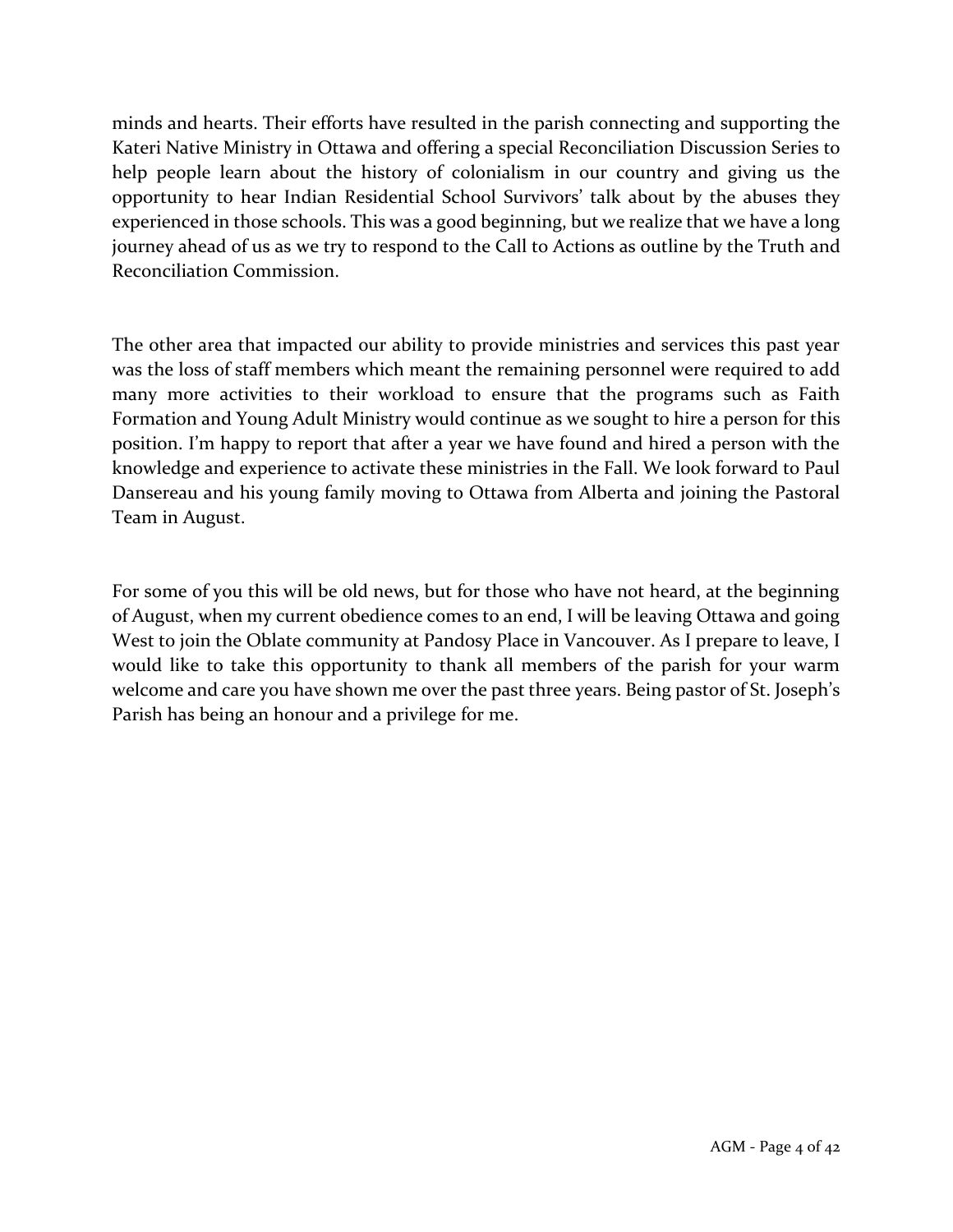minds and hearts. Their efforts have resulted in the parish connecting and supporting the Kateri Native Ministry in Ottawa and offering a special Reconciliation Discussion Series to help people learn about the history of colonialism in our country and giving us the opportunity to hear Indian Residential School Survivors' talk about by the abuses they experienced in those schools. This was a good beginning, but we realize that we have a long journey ahead of us as we try to respond to the Call to Actions as outline by the Truth and Reconciliation Commission.

The other area that impacted our ability to provide ministries and services this past year was the loss of staff members which meant the remaining personnel were required to add many more activities to their workload to ensure that the programs such as Faith Formation and Young Adult Ministry would continue as we sought to hire a person for this position. I'm happy to report that after a year we have found and hired a person with the knowledge and experience to activate these ministries in the Fall. We look forward to Paul Dansereau and his young family moving to Ottawa from Alberta and joining the Pastoral Team in August.

For some of you this will be old news, but for those who have not heard, at the beginning of August, when my current obedience comes to an end, I will be leaving Ottawa and going West to join the Oblate community at Pandosy Place in Vancouver. As I prepare to leave, I would like to take this opportunity to thank all members of the parish for your warm welcome and care you have shown me over the past three years. Being pastor of St. Joseph's Parish has being an honour and a privilege for me.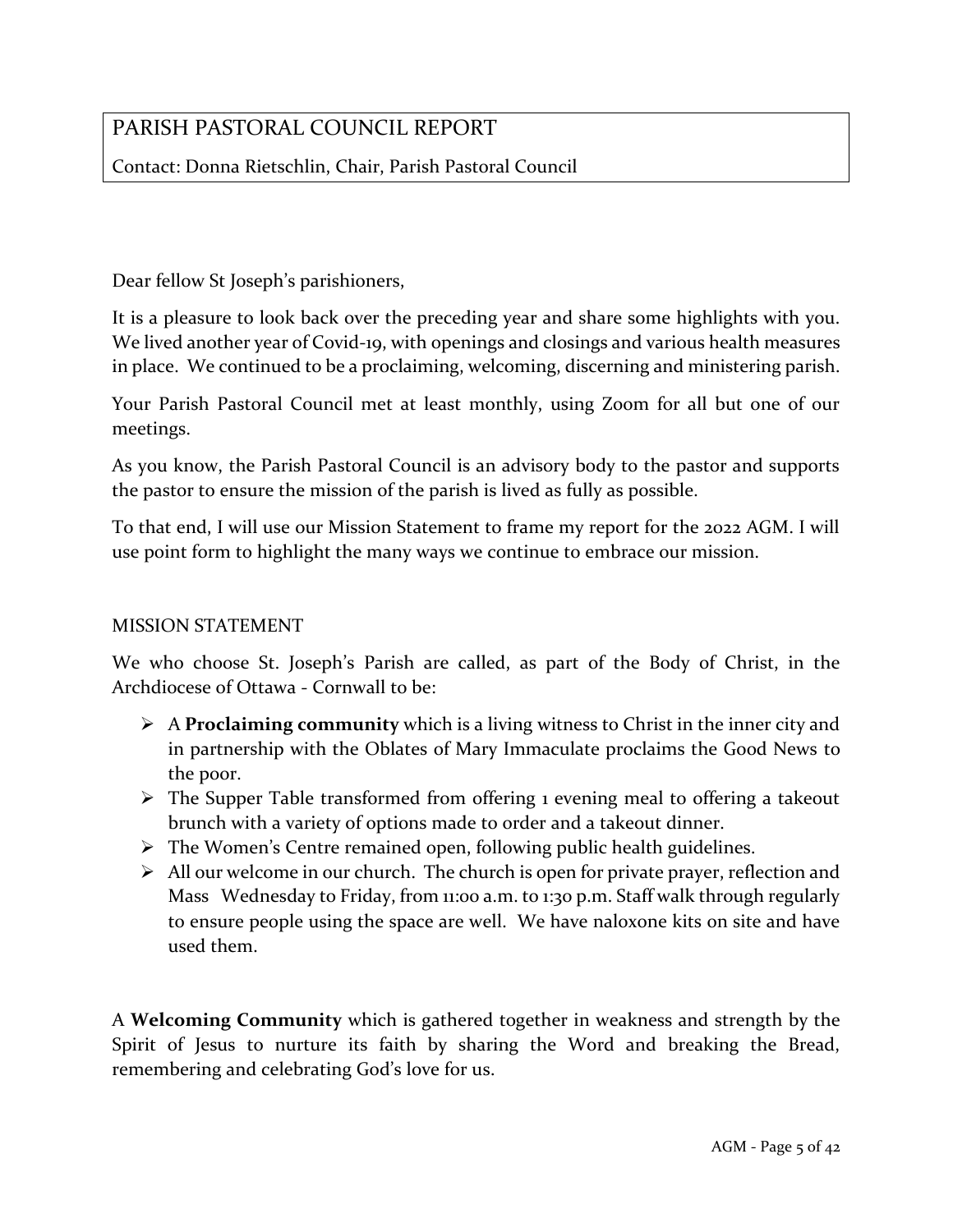# PARISH PASTORAL COUNCIL REPORT

Contact: Donna Rietschlin, Chair, Parish Pastoral Council

Dear fellow St Joseph's parishioners,

It is a pleasure to look back over the preceding year and share some highlights with you. We lived another year of Covid-19, with openings and closings and various health measures in place. We continued to be a proclaiming, welcoming, discerning and ministering parish.

Your Parish Pastoral Council met at least monthly, using Zoom for all but one of our meetings.

As you know, the Parish Pastoral Council is an advisory body to the pastor and supports the pastor to ensure the mission of the parish is lived as fully as possible.

To that end, I will use our Mission Statement to frame my report for the 2022 AGM. I will use point form to highlight the many ways we continue to embrace our mission.

## MISSION STATEMENT

We who choose St. Joseph's Parish are called, as part of the Body of Christ, in the Archdiocese of Ottawa - Cornwall to be:

- A **Proclaiming community** which is a living witness to Christ in the inner city and in partnership with the Oblates of Mary Immaculate proclaims the Good News to the poor.
- The Supper Table transformed from offering 1 evening meal to offering a takeout brunch with a variety of options made to order and a takeout dinner.
- The Women's Centre remained open, following public health guidelines.
- All our welcome in our church. The church is open for private prayer, reflection and Mass Wednesday to Friday, from 11:00 a.m. to 1:30 p.m. Staff walk through regularly to ensure people using the space are well. We have naloxone kits on site and have used them.

A **Welcoming Community** which is gathered together in weakness and strength by the Spirit of Jesus to nurture its faith by sharing the Word and breaking the Bread, remembering and celebrating God's love for us.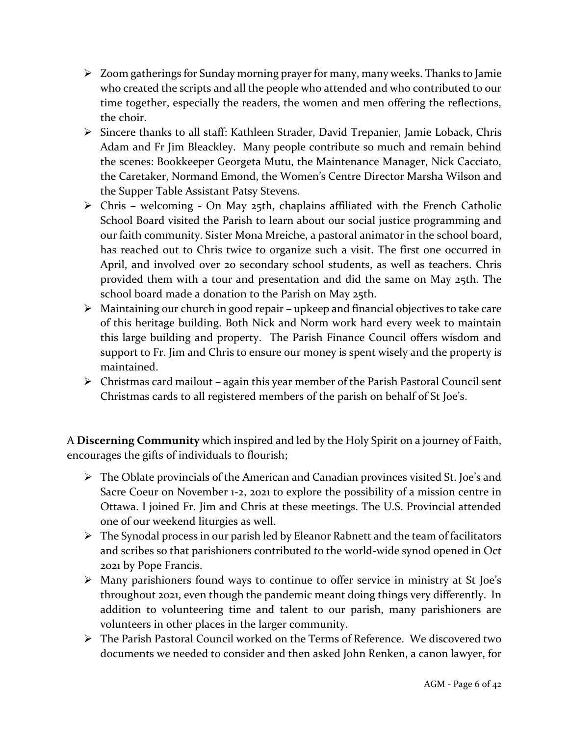- Zoom gatherings for Sunday morning prayer for many, many weeks. Thanks to Jamie who created the scripts and all the people who attended and who contributed to our time together, especially the readers, the women and men offering the reflections, the choir.
- Sincere thanks to all staff: Kathleen Strader, David Trepanier, Jamie Loback, Chris Adam and Fr Jim Bleackley. Many people contribute so much and remain behind the scenes: Bookkeeper Georgeta Mutu, the Maintenance Manager, Nick Cacciato, the Caretaker, Normand Emond, the Women's Centre Director Marsha Wilson and the Supper Table Assistant Patsy Stevens.
- Chris – welcoming - On May 25th, chaplains affiliated with the French Catholic School Board visited the Parish to learn about our social justice programming and our faith community. Sister Mona Mreiche, a pastoral animator in the school board, has reached out to Chris twice to organize such a visit. The first one occurred in April, and involved over 20 secondary school students, as well as teachers. Chris provided them with a tour and presentation and did the same on May 25th. The school board made a donation to the Parish on May 25th.
- Maintaining our church in good repair – upkeep and financial objectives to take care of this heritage building. Both Nick and Norm work hard every week to maintain this large building and property. The Parish Finance Council offers wisdom and support to Fr. Jim and Chris to ensure our money is spent wisely and the property is maintained.
- Christmas card mailout – again this year member of the Parish Pastoral Council sent Christmas cards to all registered members of the parish on behalf of St Joe's.

A **Discerning Community** which inspired and led by the Holy Spirit on a journey of Faith, encourages the gifts of individuals to flourish;

- The Oblate provincials of the American and Canadian provinces visited St. Joe's and Sacre Coeur on November 1-2, 2021 to explore the possibility of a mission centre in Ottawa. I joined Fr. Jim and Chris at these meetings. The U.S. Provincial attended one of our weekend liturgies as well.
- The Synodal process in our parish led by Eleanor Rabnett and the team of facilitators and scribes so that parishioners contributed to the world-wide synod opened in Oct 2021 by Pope Francis.
- Many parishioners found ways to continue to offer service in ministry at St Joe's throughout 2021, even though the pandemic meant doing things very differently. In addition to volunteering time and talent to our parish, many parishioners are volunteers in other places in the larger community.
- The Parish Pastoral Council worked on the Terms of Reference. We discovered two documents we needed to consider and then asked John Renken, a canon lawyer, for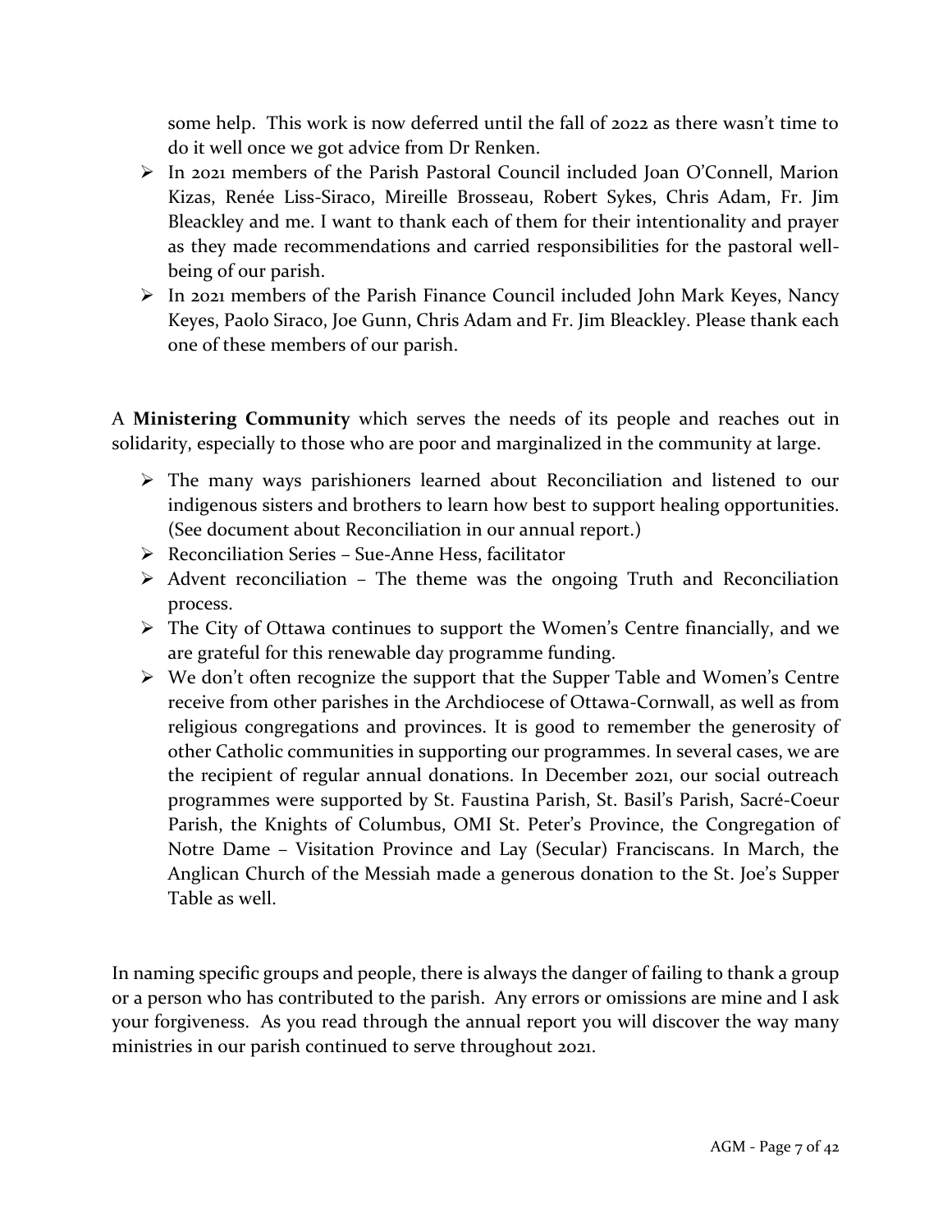some help. This work is now deferred until the fall of 2022 as there wasn't time to do it well once we got advice from Dr Renken.

- In 2021 members of the Parish Pastoral Council included Joan O'Connell, Marion Kizas, Renée Liss-Siraco, Mireille Brosseau, Robert Sykes, Chris Adam, Fr. Jim Bleackley and me. I want to thank each of them for their intentionality and prayer as they made recommendations and carried responsibilities for the pastoral well-being of our parish.
- In 2021 members of the Parish Finance Council included John Mark Keyes, Nancy Keyes, Paolo Siraco, Joe Gunn, Chris Adam and Fr. Jim Bleackley. Please thank each one of these members of our parish.

A **Ministering Community** which serves the needs of its people and reaches out in solidarity, especially to those who are poor and marginalized in the community at large.

- The many ways parishioners learned about Reconciliation and listened to our indigenous sisters and brothers to learn how best to support healing opportunities. (See document about Reconciliation in our annual report.)
- Reconciliation Series – Sue-Anne Hess, facilitator
- Advent reconciliation – The theme was the ongoing Truth and Reconciliation process.
- The City of Ottawa continues to support the Women's Centre financially, and we are grateful for this renewable day programme funding.
- We don't often recognize the support that the Supper Table and Women's Centre receive from other parishes in the Archdiocese of Ottawa-Cornwall, as well as from religious congregations and provinces. It is good to remember the generosity of other Catholic communities in supporting our programmes. In several cases, we are the recipient of regular annual donations. In December 2021, our social outreach programmes were supported by St. Faustina Parish, St. Basil's Parish, Sacré-Coeur Parish, the Knights of Columbus, OMI St. Peter's Province, the Congregation of Notre Dame – Visitation Province and Lay (Secular) Franciscans. In March, the Anglican Church of the Messiah made a generous donation to the St. Joe's Supper Table as well.

In naming specific groups and people, there is always the danger of failing to thank a group or a person who has contributed to the parish. Any errors or omissions are mine and I ask your forgiveness. As you read through the annual report you will discover the way many ministries in our parish continued to serve throughout 2021.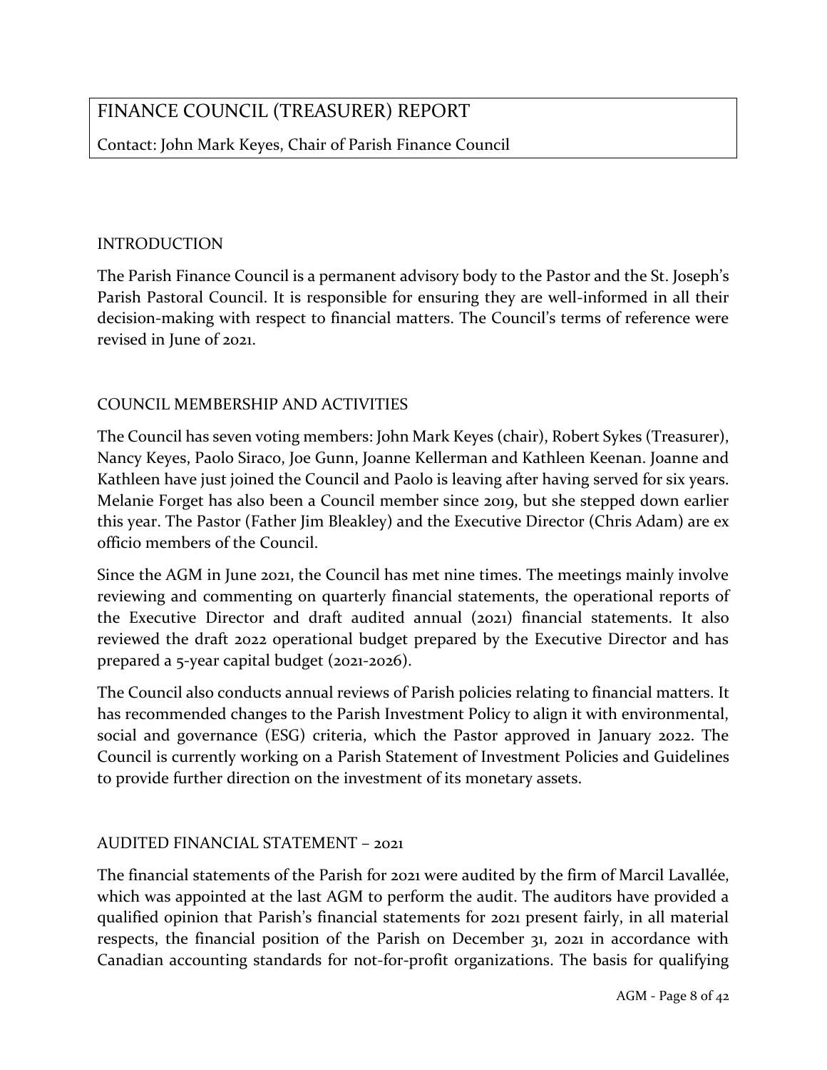# FINANCE COUNCIL (TREASURER) REPORT

Contact: John Mark Keyes, Chair of Parish Finance Council

## INTRODUCTION

The Parish Finance Council is a permanent advisory body to the Pastor and the St. Joseph's Parish Pastoral Council. It is responsible for ensuring they are well-informed in all their decision-making with respect to financial matters. The Council's terms of reference were revised in June of 2021.

## COUNCIL MEMBERSHIP AND ACTIVITIES

The Council has seven voting members: John Mark Keyes (chair), Robert Sykes (Treasurer), Nancy Keyes, Paolo Siraco, Joe Gunn, Joanne Kellerman and Kathleen Keenan. Joanne and Kathleen have just joined the Council and Paolo is leaving after having served for six years. Melanie Forget has also been a Council member since 2019, but she stepped down earlier this year. The Pastor (Father Jim Bleakley) and the Executive Director (Chris Adam) are ex officio members of the Council.

Since the AGM in June 2021, the Council has met nine times. The meetings mainly involve reviewing and commenting on quarterly financial statements, the operational reports of the Executive Director and draft audited annual (2021) financial statements. It also reviewed the draft 2022 operational budget prepared by the Executive Director and has prepared a 5-year capital budget (2021-2026).

The Council also conducts annual reviews of Parish policies relating to financial matters. It has recommended changes to the Parish Investment Policy to align it with environmental, social and governance (ESG) criteria, which the Pastor approved in January 2022. The Council is currently working on a Parish Statement of Investment Policies and Guidelines to provide further direction on the investment of its monetary assets.

## AUDITED FINANCIAL STATEMENT – 2021

The financial statements of the Parish for 2021 were audited by the firm of Marcil Lavallée, which was appointed at the last AGM to perform the audit. The auditors have provided a qualified opinion that Parish's financial statements for 2021 present fairly, in all material respects, the financial position of the Parish on December 31, 2021 in accordance with Canadian accounting standards for not-for-profit organizations. The basis for qualifying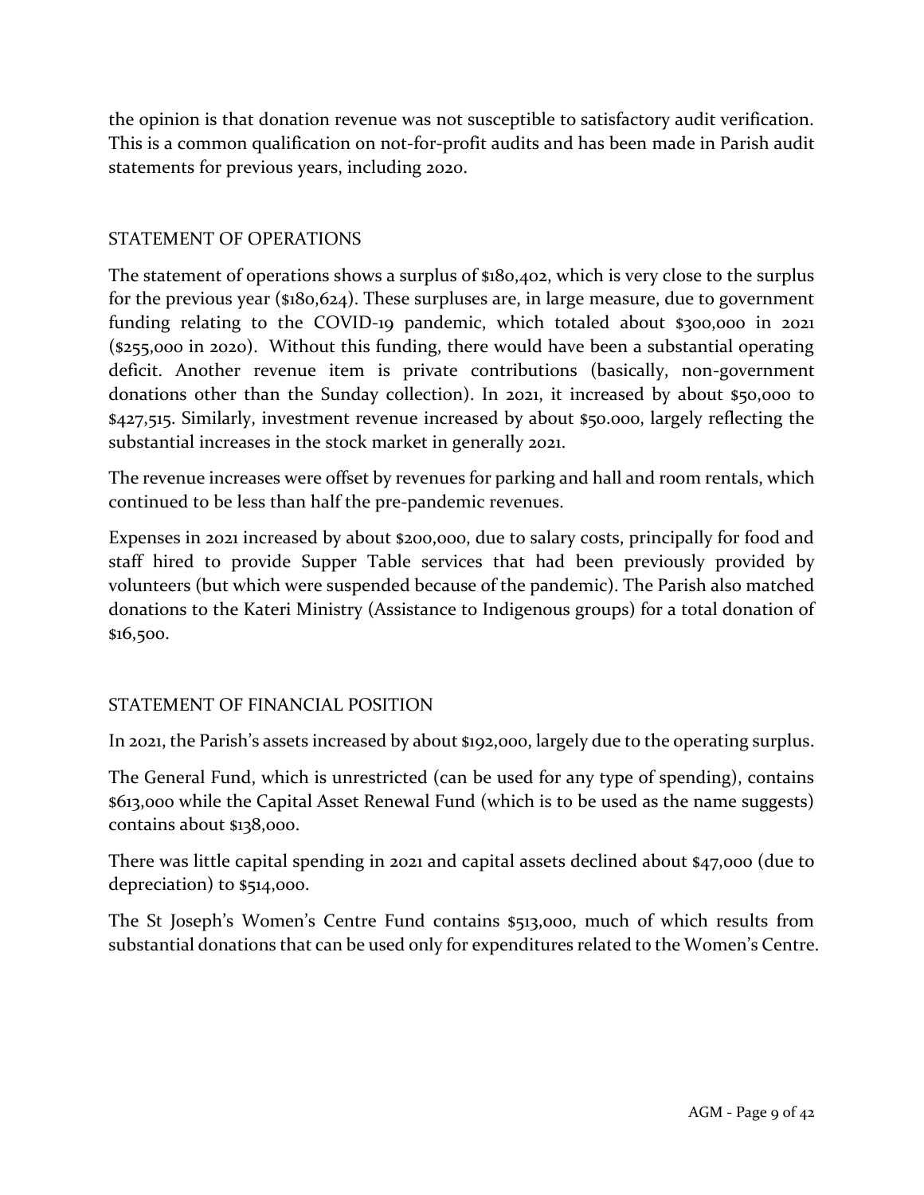the opinion is that donation revenue was not susceptible to satisfactory audit verification. This is a common qualification on not-for-profit audits and has been made in Parish audit statements for previous years, including 2020.

## STATEMENT OF OPERATIONS

The statement of operations shows a surplus of $180,402, which is very close to the surplus for the previous year ($180,624). These surpluses are, in large measure, due to government funding relating to the COVID-19 pandemic, which totaled about $300,000 in 2021 ($255,000 in 2020). Without this funding, there would have been a substantial operating deficit. Another revenue item is private contributions (basically, non-government donations other than the Sunday collection). In 2021, it increased by about $50,000 to $427,515. Similarly, investment revenue increased by about $50.000, largely reflecting the substantial increases in the stock market in generally 2021.

The revenue increases were offset by revenues for parking and hall and room rentals, which continued to be less than half the pre-pandemic revenues.

Expenses in 2021 increased by about $200,000, due to salary costs, principally for food and staff hired to provide Supper Table services that had been previously provided by volunteers (but which were suspended because of the pandemic). The Parish also matched donations to the Kateri Ministry (Assistance to Indigenous groups) for a total donation of $16,500.

## STATEMENT OF FINANCIAL POSITION

In 2021, the Parish's assets increased by about $192,000, largely due to the operating surplus.

The General Fund, which is unrestricted (can be used for any type of spending), contains $613,000 while the Capital Asset Renewal Fund (which is to be used as the name suggests) contains about $138,000.

There was little capital spending in 2021 and capital assets declined about $47,000 (due to depreciation) to $514,000.

The St Joseph's Women's Centre Fund contains $513,000, much of which results from substantial donations that can be used only for expenditures related to the Women's Centre.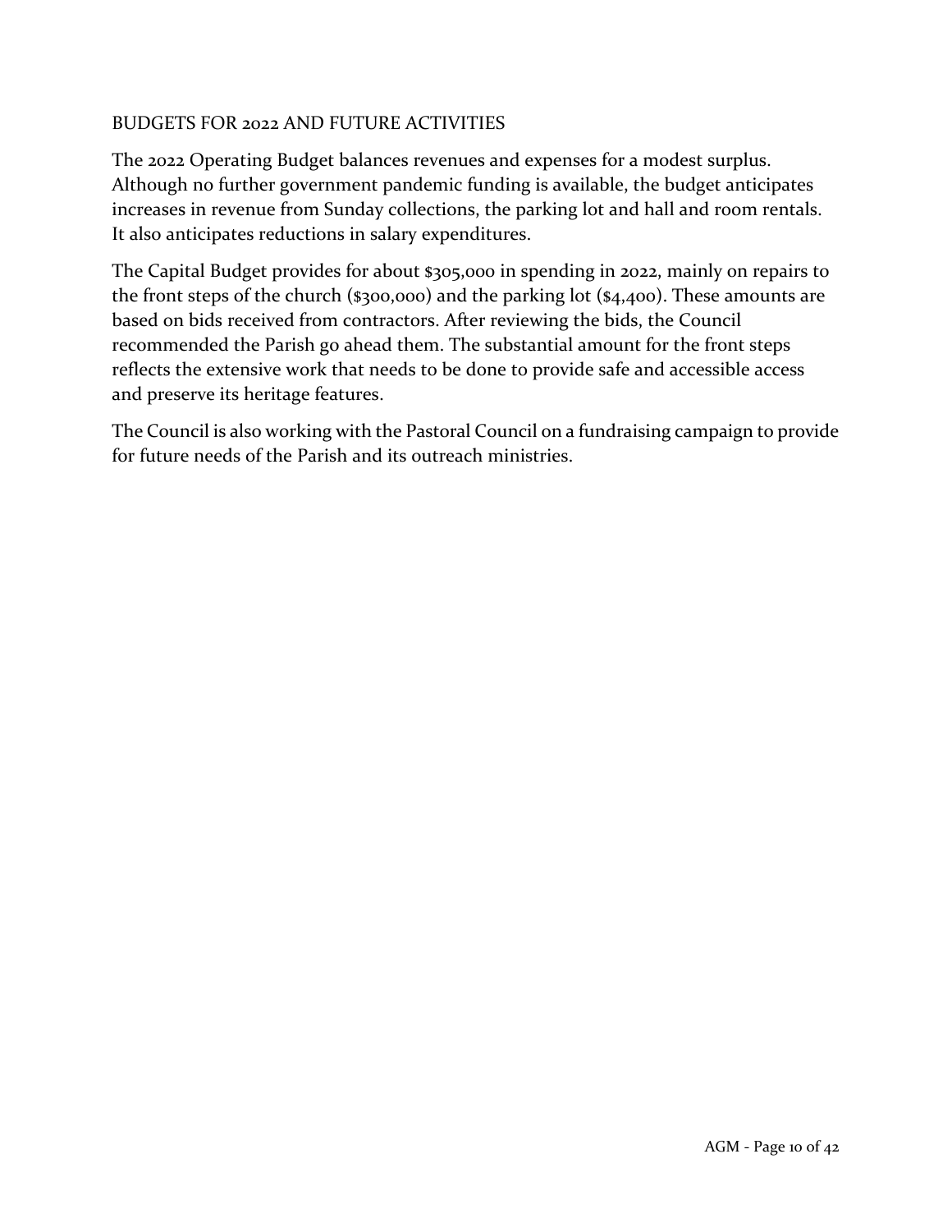## BUDGETS FOR 2022 AND FUTURE ACTIVITIES

The 2022 Operating Budget balances revenues and expenses for a modest surplus. Although no further government pandemic funding is available, the budget anticipates increases in revenue from Sunday collections, the parking lot and hall and room rentals. It also anticipates reductions in salary expenditures.

The Capital Budget provides for about $305,000 in spending in 2022, mainly on repairs to the front steps of the church ($300,000) and the parking lot ($4,400). These amounts are based on bids received from contractors. After reviewing the bids, the Council recommended the Parish go ahead them. The substantial amount for the front steps reflects the extensive work that needs to be done to provide safe and accessible access and preserve its heritage features.

The Council is also working with the Pastoral Council on a fundraising campaign to provide for future needs of the Parish and its outreach ministries.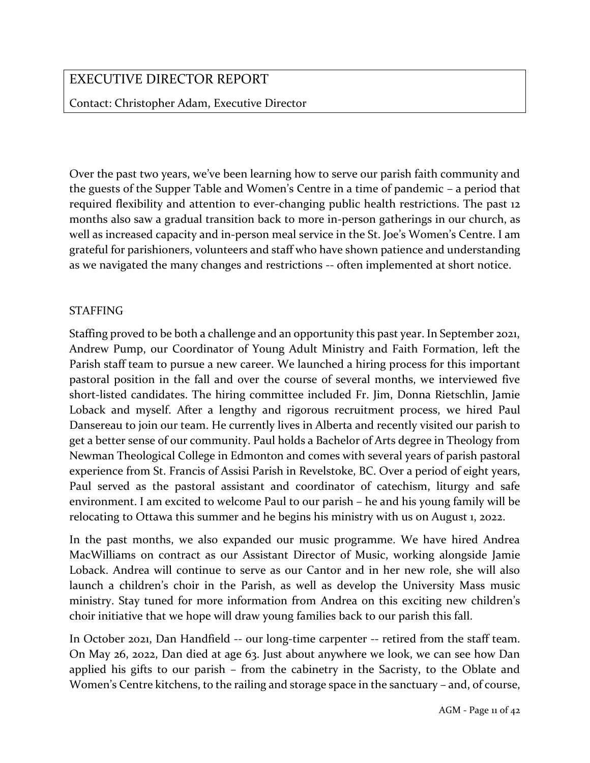# EXECUTIVE DIRECTOR REPORT

Contact: Christopher Adam, Executive Director

Over the past two years, we've been learning how to serve our parish faith community and the guests of the Supper Table and Women's Centre in a time of pandemic – a period that required flexibility and attention to ever-changing public health restrictions. The past 12 months also saw a gradual transition back to more in-person gatherings in our church, as well as increased capacity and in-person meal service in the St. Joe's Women's Centre. I am grateful for parishioners, volunteers and staff who have shown patience and understanding as we navigated the many changes and restrictions -- often implemented at short notice.

## STAFFING

Staffing proved to be both a challenge and an opportunity this past year. In September 2021, Andrew Pump, our Coordinator of Young Adult Ministry and Faith Formation, left the Parish staff team to pursue a new career. We launched a hiring process for this important pastoral position in the fall and over the course of several months, we interviewed five short-listed candidates. The hiring committee included Fr. Jim, Donna Rietschlin, Jamie Loback and myself. After a lengthy and rigorous recruitment process, we hired Paul Dansereau to join our team. He currently lives in Alberta and recently visited our parish to get a better sense of our community. Paul holds a Bachelor of Arts degree in Theology from Newman Theological College in Edmonton and comes with several years of parish pastoral experience from St. Francis of Assisi Parish in Revelstoke, BC. Over a period of eight years, Paul served as the pastoral assistant and coordinator of catechism, liturgy and safe environment. I am excited to welcome Paul to our parish – he and his young family will be relocating to Ottawa this summer and he begins his ministry with us on August 1, 2022.

In the past months, we also expanded our music programme. We have hired Andrea MacWilliams on contract as our Assistant Director of Music, working alongside Jamie Loback. Andrea will continue to serve as our Cantor and in her new role, she will also launch a children's choir in the Parish, as well as develop the University Mass music ministry. Stay tuned for more information from Andrea on this exciting new children's choir initiative that we hope will draw young families back to our parish this fall.

In October 2021, Dan Handfield -- our long-time carpenter -- retired from the staff team. On May 26, 2022, Dan died at age 63. Just about anywhere we look, we can see how Dan applied his gifts to our parish – from the cabinetry in the Sacristy, to the Oblate and Women's Centre kitchens, to the railing and storage space in the sanctuary – and, of course,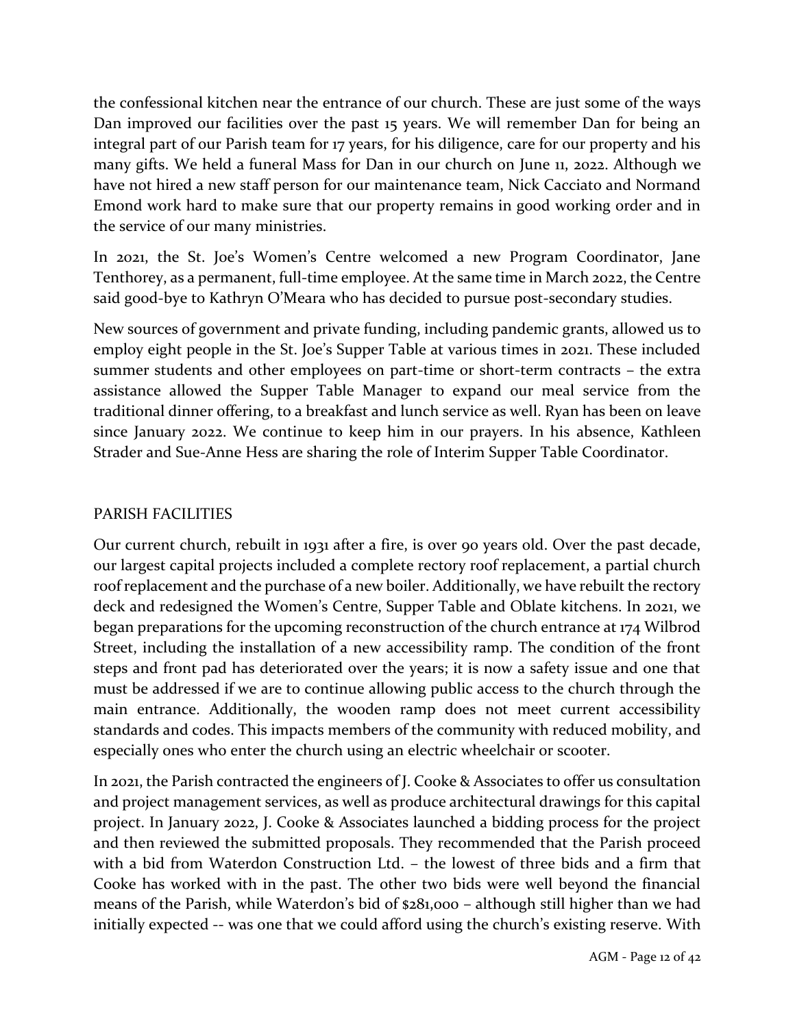the confessional kitchen near the entrance of our church. These are just some of the ways Dan improved our facilities over the past 15 years. We will remember Dan for being an integral part of our Parish team for 17 years, for his diligence, care for our property and his many gifts. We held a funeral Mass for Dan in our church on June 11, 2022. Although we have not hired a new staff person for our maintenance team, Nick Cacciato and Normand Emond work hard to make sure that our property remains in good working order and in the service of our many ministries.

In 2021, the St. Joe's Women's Centre welcomed a new Program Coordinator, Jane Tenthorey, as a permanent, full-time employee. At the same time in March 2022, the Centre said good-bye to Kathryn O'Meara who has decided to pursue post-secondary studies.

New sources of government and private funding, including pandemic grants, allowed us to employ eight people in the St. Joe's Supper Table at various times in 2021. These included summer students and other employees on part-time or short-term contracts – the extra assistance allowed the Supper Table Manager to expand our meal service from the traditional dinner offering, to a breakfast and lunch service as well. Ryan has been on leave since January 2022. We continue to keep him in our prayers. In his absence, Kathleen Strader and Sue-Anne Hess are sharing the role of Interim Supper Table Coordinator.

## PARISH FACILITIES

Our current church, rebuilt in 1931 after a fire, is over 90 years old. Over the past decade, our largest capital projects included a complete rectory roof replacement, a partial church roof replacement and the purchase of a new boiler. Additionally, we have rebuilt the rectory deck and redesigned the Women's Centre, Supper Table and Oblate kitchens. In 2021, we began preparations for the upcoming reconstruction of the church entrance at 174 Wilbrod Street, including the installation of a new accessibility ramp. The condition of the front steps and front pad has deteriorated over the years; it is now a safety issue and one that must be addressed if we are to continue allowing public access to the church through the main entrance. Additionally, the wooden ramp does not meet current accessibility standards and codes. This impacts members of the community with reduced mobility, and especially ones who enter the church using an electric wheelchair or scooter.

In 2021, the Parish contracted the engineers of J. Cooke & Associates to offer us consultation and project management services, as well as produce architectural drawings for this capital project. In January 2022, J. Cooke & Associates launched a bidding process for the project and then reviewed the submitted proposals. They recommended that the Parish proceed with a bid from Waterdon Construction Ltd. – the lowest of three bids and a firm that Cooke has worked with in the past. The other two bids were well beyond the financial means of the Parish, while Waterdon's bid of $281,000 – although still higher than we had initially expected -- was one that we could afford using the church's existing reserve. With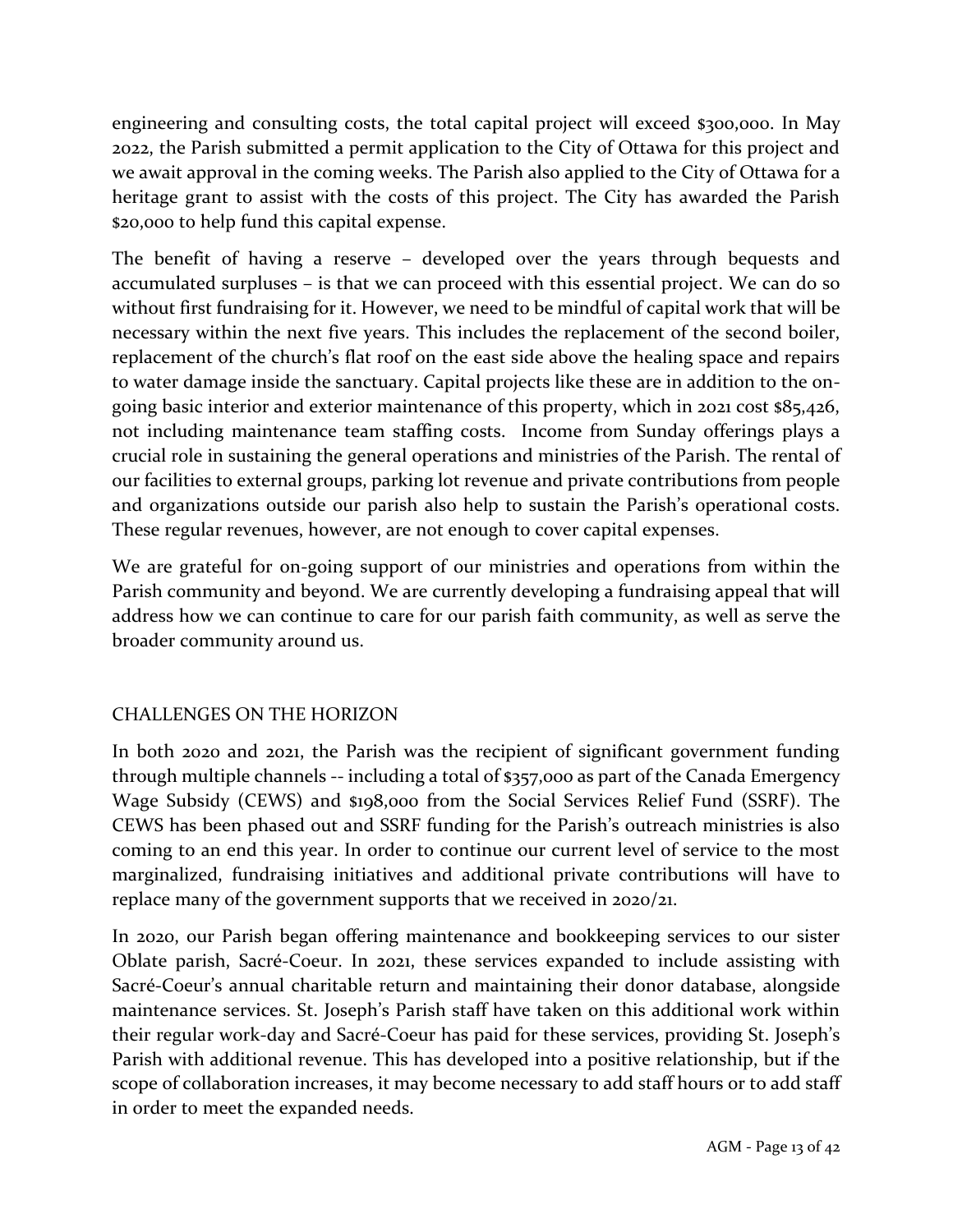engineering and consulting costs, the total capital project will exceed $300,000. In May 2022, the Parish submitted a permit application to the City of Ottawa for this project and we await approval in the coming weeks. The Parish also applied to the City of Ottawa for a heritage grant to assist with the costs of this project. The City has awarded the Parish $20,000 to help fund this capital expense.

The benefit of having a reserve – developed over the years through bequests and accumulated surpluses – is that we can proceed with this essential project. We can do so without first fundraising for it. However, we need to be mindful of capital work that will be necessary within the next five years. This includes the replacement of the second boiler, replacement of the church's flat roof on the east side above the healing space and repairs to water damage inside the sanctuary. Capital projects like these are in addition to the on-going basic interior and exterior maintenance of this property, which in 2021 cost $85,426, not including maintenance team staffing costs. Income from Sunday offerings plays a crucial role in sustaining the general operations and ministries of the Parish. The rental of our facilities to external groups, parking lot revenue and private contributions from people and organizations outside our parish also help to sustain the Parish's operational costs. These regular revenues, however, are not enough to cover capital expenses.

We are grateful for on-going support of our ministries and operations from within the Parish community and beyond. We are currently developing a fundraising appeal that will address how we can continue to care for our parish faith community, as well as serve the broader community around us.

## CHALLENGES ON THE HORIZON

In both 2020 and 2021, the Parish was the recipient of significant government funding through multiple channels -- including a total of $357,000 as part of the Canada Emergency Wage Subsidy (CEWS) and $198,000 from the Social Services Relief Fund (SSRF). The CEWS has been phased out and SSRF funding for the Parish's outreach ministries is also coming to an end this year. In order to continue our current level of service to the most marginalized, fundraising initiatives and additional private contributions will have to replace many of the government supports that we received in 2020/21.

In 2020, our Parish began offering maintenance and bookkeeping services to our sister Oblate parish, Sacré-Coeur. In 2021, these services expanded to include assisting with Sacré-Coeur's annual charitable return and maintaining their donor database, alongside maintenance services. St. Joseph's Parish staff have taken on this additional work within their regular work-day and Sacré-Coeur has paid for these services, providing St. Joseph's Parish with additional revenue. This has developed into a positive relationship, but if the scope of collaboration increases, it may become necessary to add staff hours or to add staff in order to meet the expanded needs.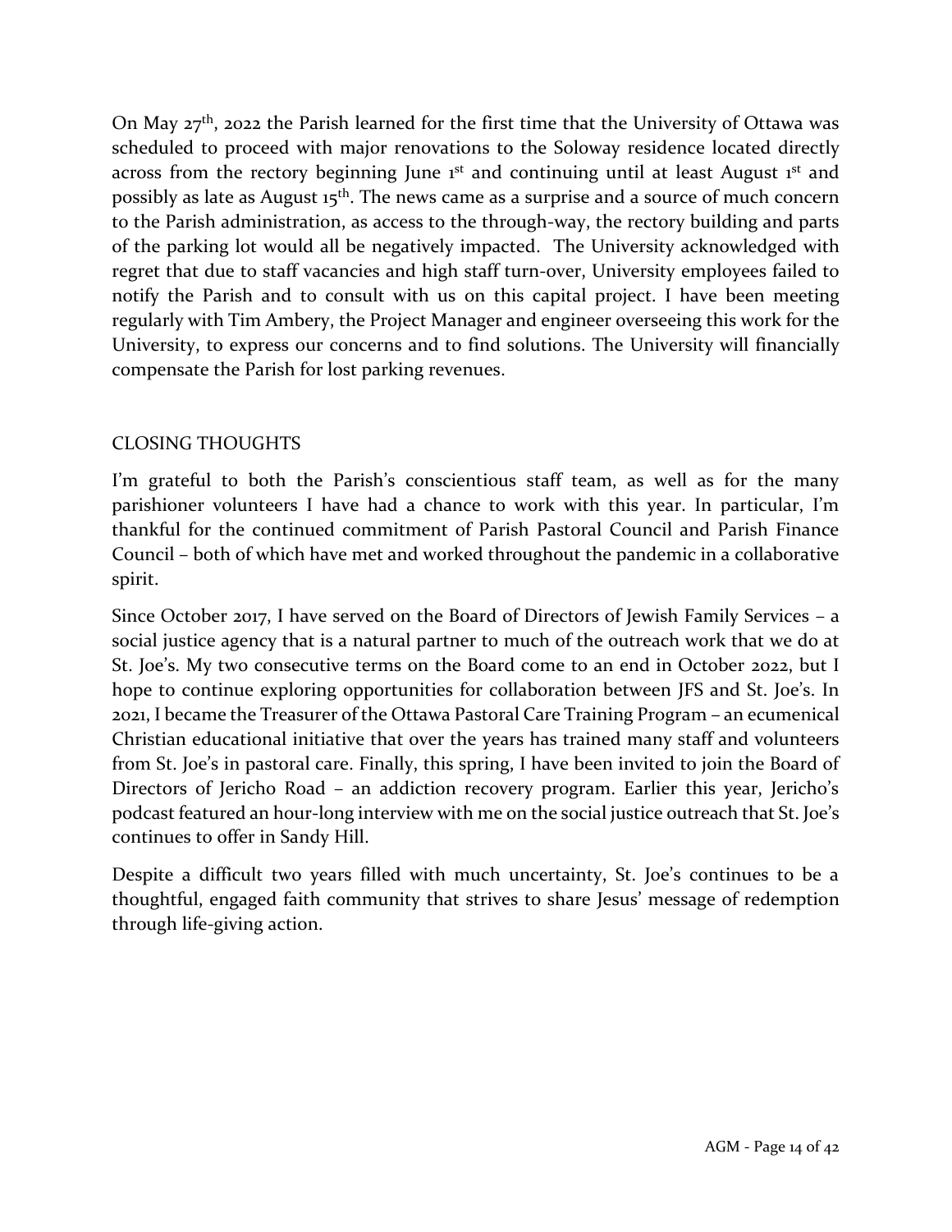On May 27th, 2022 the Parish learned for the first time that the University of Ottawa was scheduled to proceed with major renovations to the Soloway residence located directly across from the rectory beginning June 1st and continuing until at least August 1st and possibly as late as August 15th. The news came as a surprise and a source of much concern to the Parish administration, as access to the through-way, the rectory building and parts of the parking lot would all be negatively impacted. The University acknowledged with regret that due to staff vacancies and high staff turn-over, University employees failed to notify the Parish and to consult with us on this capital project. I have been meeting regularly with Tim Ambery, the Project Manager and engineer overseeing this work for the University, to express our concerns and to find solutions. The University will financially compensate the Parish for lost parking revenues.

## CLOSING THOUGHTS

I'm grateful to both the Parish's conscientious staff team, as well as for the many parishioner volunteers I have had a chance to work with this year. In particular, I'm thankful for the continued commitment of Parish Pastoral Council and Parish Finance Council – both of which have met and worked throughout the pandemic in a collaborative spirit.

Since October 2017, I have served on the Board of Directors of Jewish Family Services – a social justice agency that is a natural partner to much of the outreach work that we do at St. Joe's. My two consecutive terms on the Board come to an end in October 2022, but I hope to continue exploring opportunities for collaboration between JFS and St. Joe's. In 2021, I became the Treasurer of the Ottawa Pastoral Care Training Program – an ecumenical Christian educational initiative that over the years has trained many staff and volunteers from St. Joe's in pastoral care. Finally, this spring, I have been invited to join the Board of Directors of Jericho Road – an addiction recovery program. Earlier this year, Jericho's podcast featured an hour-long interview with me on the social justice outreach that St. Joe's continues to offer in Sandy Hill.

Despite a difficult two years filled with much uncertainty, St. Joe's continues to be a thoughtful, engaged faith community that strives to share Jesus' message of redemption through life-giving action.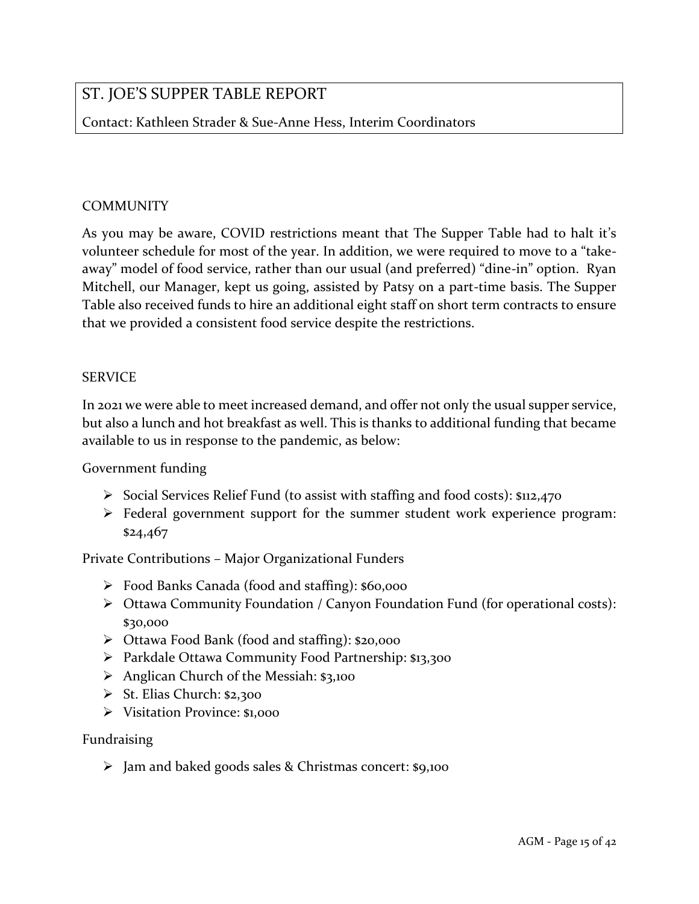# ST. JOE'S SUPPER TABLE REPORT

Contact: Kathleen Strader & Sue-Anne Hess, Interim Coordinators

## COMMUNITY

As you may be aware, COVID restrictions meant that The Supper Table had to halt it's volunteer schedule for most of the year. In addition, we were required to move to a "take-away" model of food service, rather than our usual (and preferred) "dine-in" option. Ryan Mitchell, our Manager, kept us going, assisted by Patsy on a part-time basis. The Supper Table also received funds to hire an additional eight staff on short term contracts to ensure that we provided a consistent food service despite the restrictions.

## SERVICE

In 2021 we were able to meet increased demand, and offer not only the usual supper service, but also a lunch and hot breakfast as well. This is thanks to additional funding that became available to us in response to the pandemic, as below:

Government funding

- Social Services Relief Fund (to assist with staffing and food costs): $112,470
- Federal government support for the summer student work experience program: $24,467

Private Contributions – Major Organizational Funders

- Food Banks Canada (food and staffing): $60,000
- Ottawa Community Foundation / Canyon Foundation Fund (for operational costs): $30,000
- Ottawa Food Bank (food and staffing): $20,000
- Parkdale Ottawa Community Food Partnership: $13,300
- Anglican Church of the Messiah: $3,100
- St. Elias Church: $2,300
- Visitation Province: $1,000

Fundraising

- Jam and baked goods sales & Christmas concert: $9,100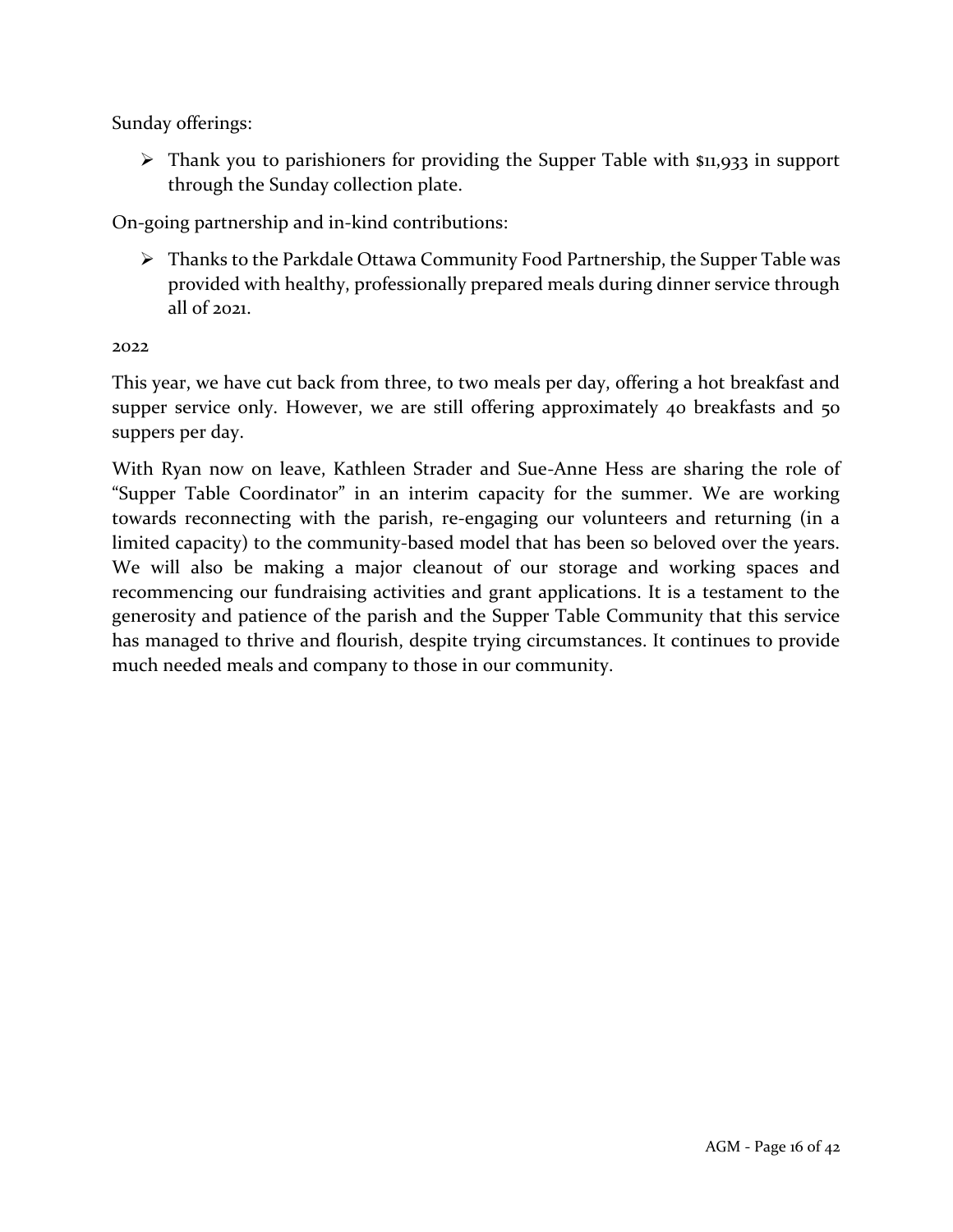Sunday offerings:

- Thank you to parishioners for providing the Supper Table with $11,933 in support through the Sunday collection plate.

On-going partnership and in-kind contributions:

- Thanks to the Parkdale Ottawa Community Food Partnership, the Supper Table was provided with healthy, professionally prepared meals during dinner service through all of 2021.

2022

This year, we have cut back from three, to two meals per day, offering a hot breakfast and supper service only. However, we are still offering approximately 40 breakfasts and 50 suppers per day.

With Ryan now on leave, Kathleen Strader and Sue-Anne Hess are sharing the role of "Supper Table Coordinator" in an interim capacity for the summer. We are working towards reconnecting with the parish, re-engaging our volunteers and returning (in a limited capacity) to the community-based model that has been so beloved over the years. We will also be making a major cleanout of our storage and working spaces and recommencing our fundraising activities and grant applications. It is a testament to the generosity and patience of the parish and the Supper Table Community that this service has managed to thrive and flourish, despite trying circumstances. It continues to provide much needed meals and company to those in our community.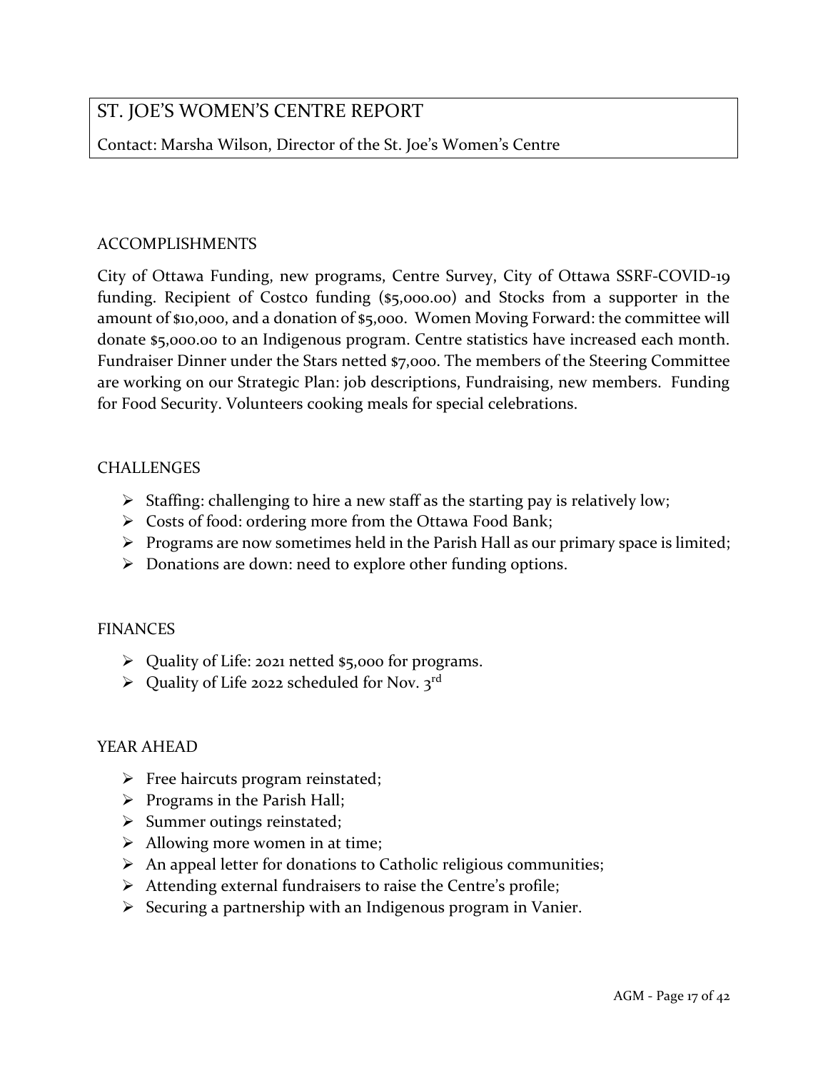# ST. JOE'S WOMEN'S CENTRE REPORT

Contact: Marsha Wilson, Director of the St. Joe's Women's Centre

## ACCOMPLISHMENTS

City of Ottawa Funding, new programs, Centre Survey, City of Ottawa SSRF-COVID-19 funding. Recipient of Costco funding ($5,000.00) and Stocks from a supporter in the amount of $10,000, and a donation of $5,000. Women Moving Forward: the committee will donate $5,000.00 to an Indigenous program. Centre statistics have increased each month. Fundraiser Dinner under the Stars netted $7,000. The members of the Steering Committee are working on our Strategic Plan: job descriptions, Fundraising, new members. Funding for Food Security. Volunteers cooking meals for special celebrations.

## CHALLENGES

- Staffing: challenging to hire a new staff as the starting pay is relatively low;
- Costs of food: ordering more from the Ottawa Food Bank;
- Programs are now sometimes held in the Parish Hall as our primary space is limited;
- Donations are down: need to explore other funding options.

## FINANCES

- Quality of Life: 2021 netted $5,000 for programs.
- Quality of Life 2022 scheduled for Nov. 3rd

## YEAR AHEAD

- Free haircuts program reinstated;
- Programs in the Parish Hall;
- Summer outings reinstated;
- Allowing more women in at time;
- An appeal letter for donations to Catholic religious communities;
- Attending external fundraisers to raise the Centre's profile;
- Securing a partnership with an Indigenous program in Vanier.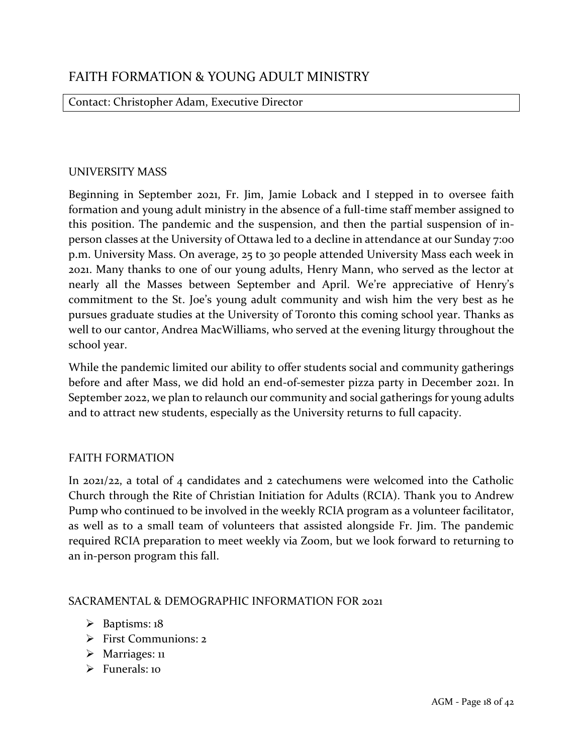## FAITH FORMATION & YOUNG ADULT MINISTRY

Contact: Christopher Adam, Executive Director

### UNIVERSITY MASS

Beginning in September 2021, Fr. Jim, Jamie Loback and I stepped in to oversee faith formation and young adult ministry in the absence of a full-time staff member assigned to this position. The pandemic and the suspension, and then the partial suspension of in-person classes at the University of Ottawa led to a decline in attendance at our Sunday 7:00 p.m. University Mass. On average, 25 to 30 people attended University Mass each week in 2021. Many thanks to one of our young adults, Henry Mann, who served as the lector at nearly all the Masses between September and April. We're appreciative of Henry's commitment to the St. Joe's young adult community and wish him the very best as he pursues graduate studies at the University of Toronto this coming school year. Thanks as well to our cantor, Andrea MacWilliams, who served at the evening liturgy throughout the school year.

While the pandemic limited our ability to offer students social and community gatherings before and after Mass, we did hold an end-of-semester pizza party in December 2021. In September 2022, we plan to relaunch our community and social gatherings for young adults and to attract new students, especially as the University returns to full capacity.

### FAITH FORMATION

In 2021/22, a total of 4 candidates and 2 catechumens were welcomed into the Catholic Church through the Rite of Christian Initiation for Adults (RCIA). Thank you to Andrew Pump who continued to be involved in the weekly RCIA program as a volunteer facilitator, as well as to a small team of volunteers that assisted alongside Fr. Jim. The pandemic required RCIA preparation to meet weekly via Zoom, but we look forward to returning to an in-person program this fall.

### SACRAMENTAL & DEMOGRAPHIC INFORMATION FOR 2021

- Baptisms: 18
- First Communions: 2
- Marriages: 11
- Funerals: 10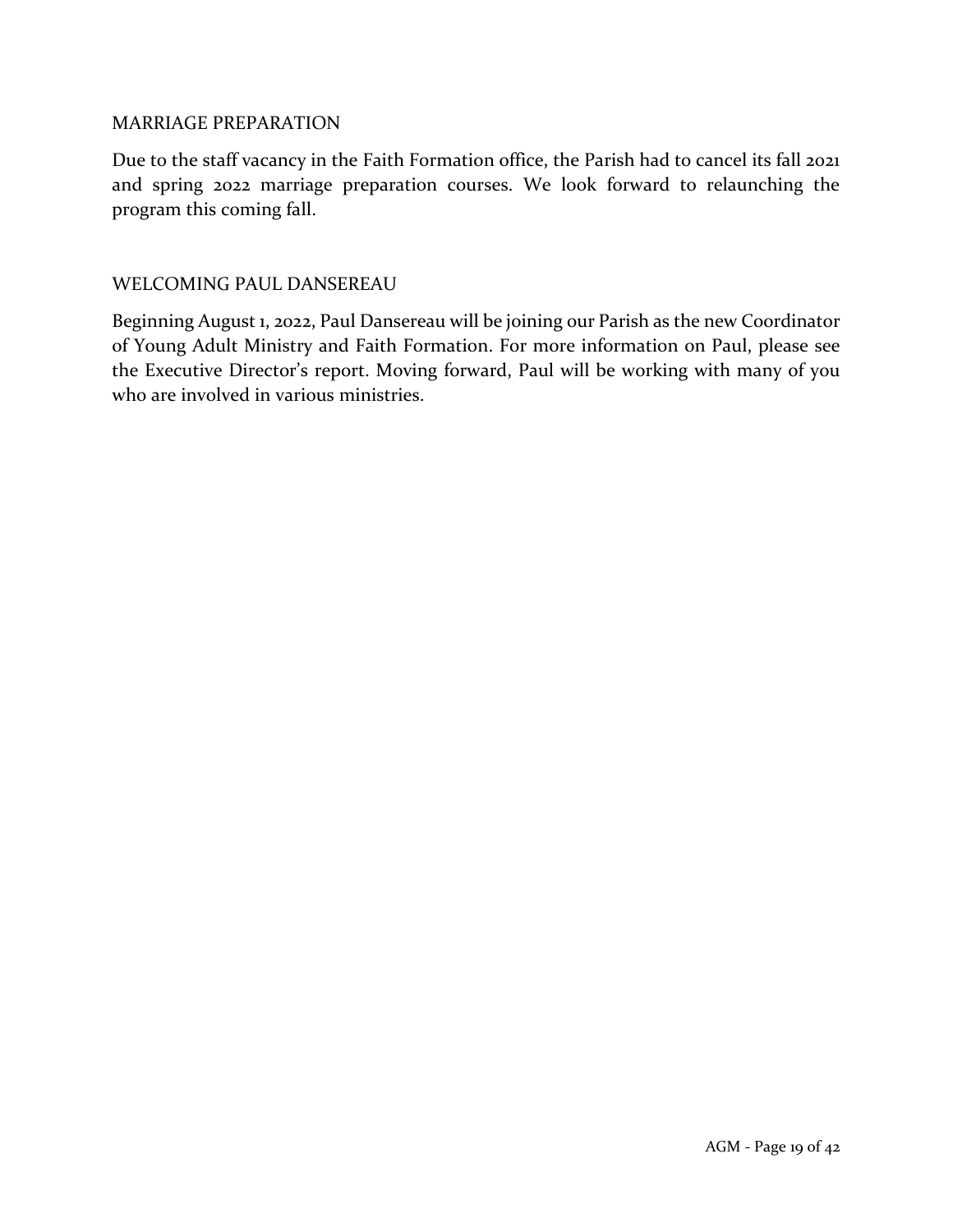## MARRIAGE PREPARATION

Due to the staff vacancy in the Faith Formation office, the Parish had to cancel its fall 2021 and spring 2022 marriage preparation courses. We look forward to relaunching the program this coming fall.

## WELCOMING PAUL DANSEREAU

Beginning August 1, 2022, Paul Dansereau will be joining our Parish as the new Coordinator of Young Adult Ministry and Faith Formation. For more information on Paul, please see the Executive Director's report. Moving forward, Paul will be working with many of you who are involved in various ministries.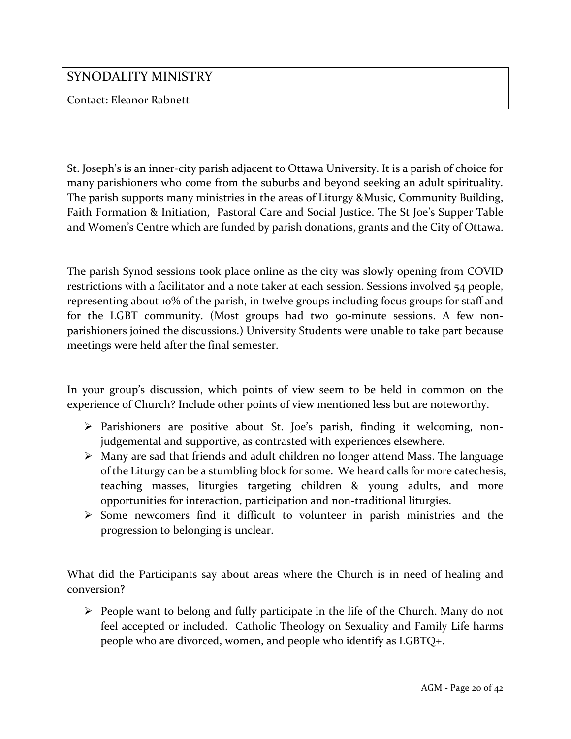## SYNODALITY MINISTRY

Contact: Eleanor Rabnett

St. Joseph's is an inner-city parish adjacent to Ottawa University. It is a parish of choice for many parishioners who come from the suburbs and beyond seeking an adult spirituality. The parish supports many ministries in the areas of Liturgy &Music, Community Building, Faith Formation & Initiation, Pastoral Care and Social Justice. The St Joe's Supper Table and Women's Centre which are funded by parish donations, grants and the City of Ottawa.

The parish Synod sessions took place online as the city was slowly opening from COVID restrictions with a facilitator and a note taker at each session. Sessions involved 54 people, representing about 10% of the parish, in twelve groups including focus groups for staff and for the LGBT community. (Most groups had two 90-minute sessions. A few non-parishioners joined the discussions.) University Students were unable to take part because meetings were held after the final semester.

In your group's discussion, which points of view seem to be held in common on the experience of Church? Include other points of view mentioned less but are noteworthy.

- Parishioners are positive about St. Joe's parish, finding it welcoming, non-judgemental and supportive, as contrasted with experiences elsewhere.
- Many are sad that friends and adult children no longer attend Mass. The language of the Liturgy can be a stumbling block for some. We heard calls for more catechesis, teaching masses, liturgies targeting children & young adults, and more opportunities for interaction, participation and non-traditional liturgies.
- Some newcomers find it difficult to volunteer in parish ministries and the progression to belonging is unclear.

What did the Participants say about areas where the Church is in need of healing and conversion?

- People want to belong and fully participate in the life of the Church. Many do not feel accepted or included. Catholic Theology on Sexuality and Family Life harms people who are divorced, women, and people who identify as LGBTQ+.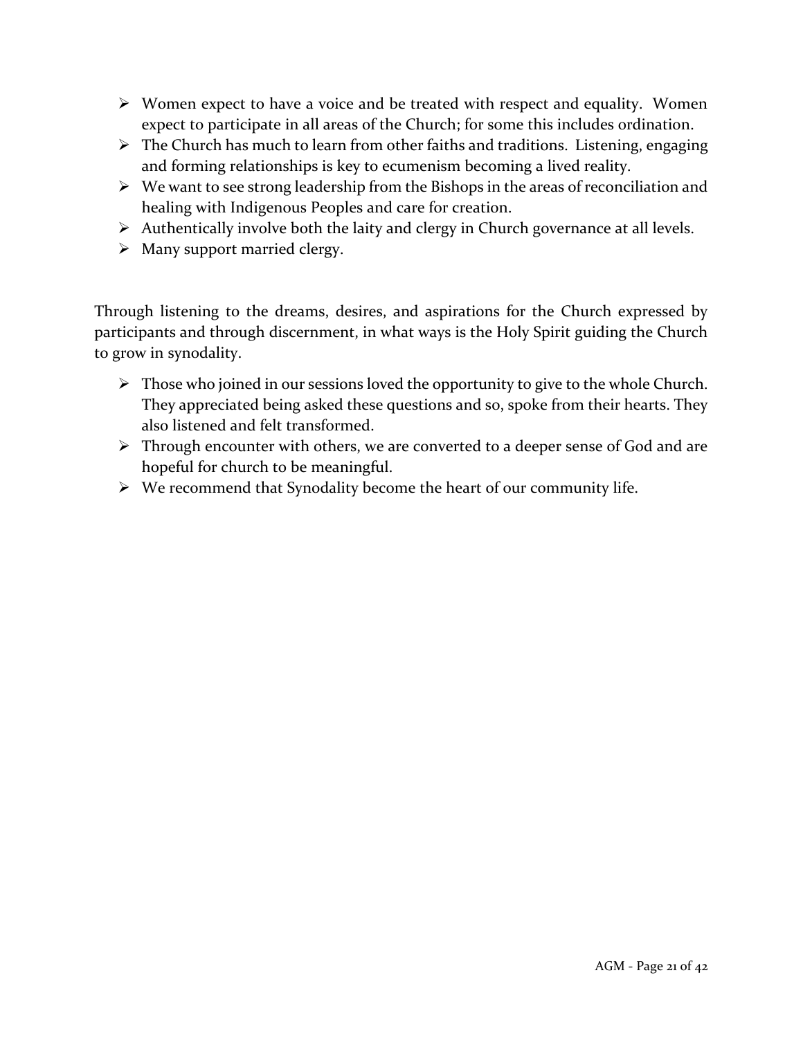- Women expect to have a voice and be treated with respect and equality. Women expect to participate in all areas of the Church; for some this includes ordination.
- The Church has much to learn from other faiths and traditions. Listening, engaging and forming relationships is key to ecumenism becoming a lived reality.
- We want to see strong leadership from the Bishops in the areas of reconciliation and healing with Indigenous Peoples and care for creation.
- Authentically involve both the laity and clergy in Church governance at all levels.
- Many support married clergy.

Through listening to the dreams, desires, and aspirations for the Church expressed by participants and through discernment, in what ways is the Holy Spirit guiding the Church to grow in synodality.

- Those who joined in our sessions loved the opportunity to give to the whole Church. They appreciated being asked these questions and so, spoke from their hearts. They also listened and felt transformed.
- Through encounter with others, we are converted to a deeper sense of God and are hopeful for church to be meaningful.
- We recommend that Synodality become the heart of our community life.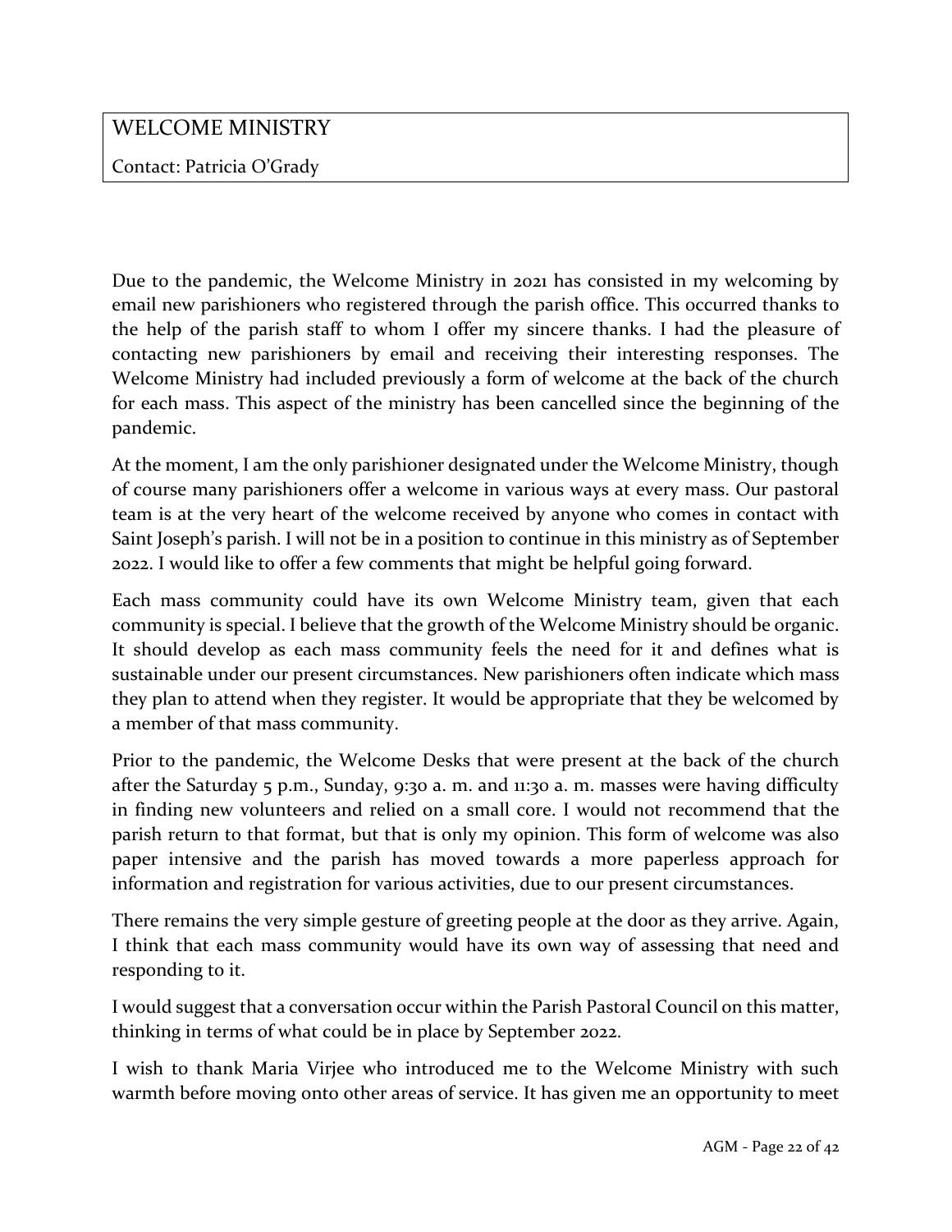## WELCOME MINISTRY

Contact: Patricia O'Grady

Due to the pandemic, the Welcome Ministry in 2021 has consisted in my welcoming by email new parishioners who registered through the parish office. This occurred thanks to the help of the parish staff to whom I offer my sincere thanks. I had the pleasure of contacting new parishioners by email and receiving their interesting responses. The Welcome Ministry had included previously a form of welcome at the back of the church for each mass. This aspect of the ministry has been cancelled since the beginning of the pandemic.

At the moment, I am the only parishioner designated under the Welcome Ministry, though of course many parishioners offer a welcome in various ways at every mass. Our pastoral team is at the very heart of the welcome received by anyone who comes in contact with Saint Joseph's parish. I will not be in a position to continue in this ministry as of September 2022. I would like to offer a few comments that might be helpful going forward.

Each mass community could have its own Welcome Ministry team, given that each community is special. I believe that the growth of the Welcome Ministry should be organic. It should develop as each mass community feels the need for it and defines what is sustainable under our present circumstances. New parishioners often indicate which mass they plan to attend when they register. It would be appropriate that they be welcomed by a member of that mass community.

Prior to the pandemic, the Welcome Desks that were present at the back of the church after the Saturday 5 p.m., Sunday, 9:30 a. m. and 11:30 a. m. masses were having difficulty in finding new volunteers and relied on a small core. I would not recommend that the parish return to that format, but that is only my opinion. This form of welcome was also paper intensive and the parish has moved towards a more paperless approach for information and registration for various activities, due to our present circumstances.

There remains the very simple gesture of greeting people at the door as they arrive. Again, I think that each mass community would have its own way of assessing that need and responding to it.

I would suggest that a conversation occur within the Parish Pastoral Council on this matter, thinking in terms of what could be in place by September 2022.

I wish to thank Maria Virjee who introduced me to the Welcome Ministry with such warmth before moving onto other areas of service. It has given me an opportunity to meet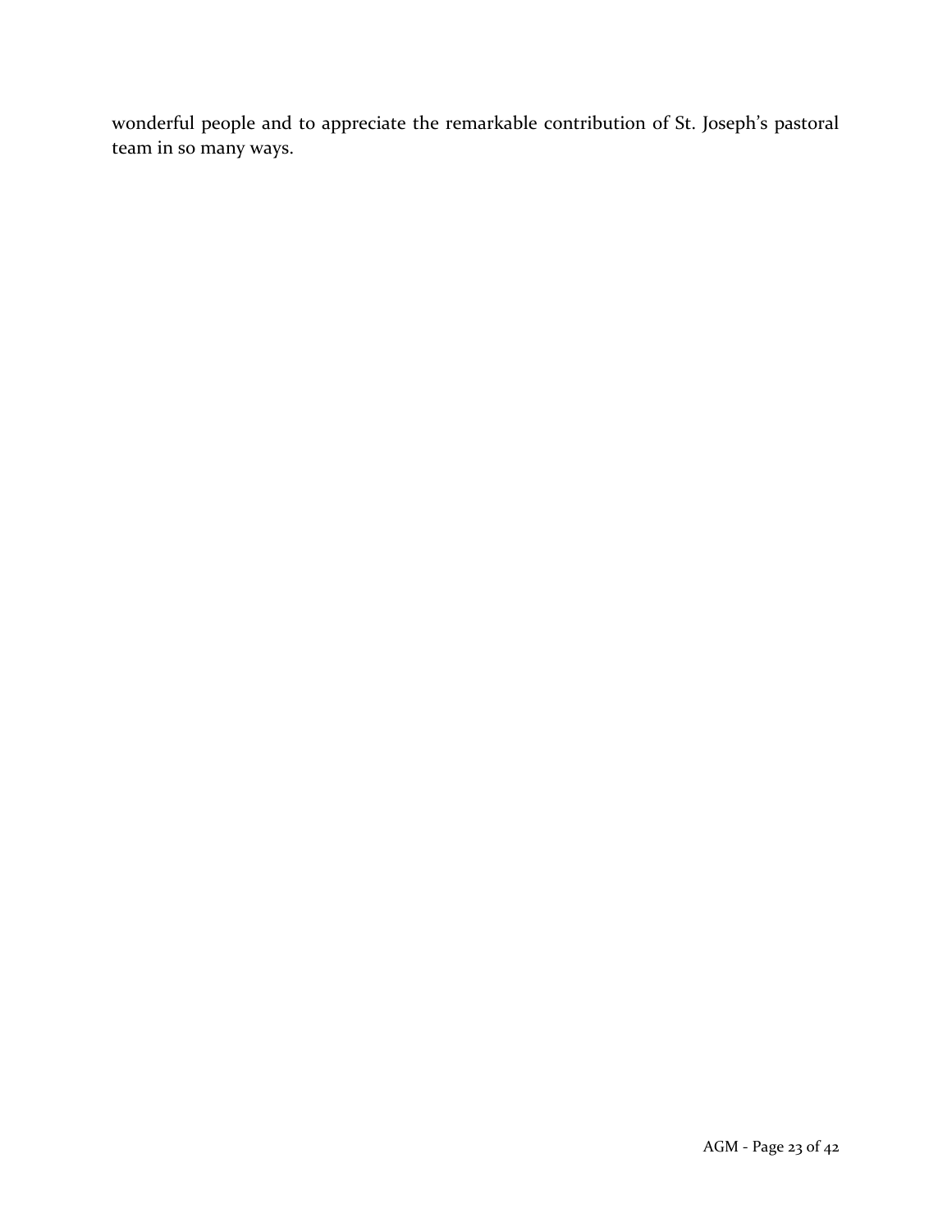wonderful people and to appreciate the remarkable contribution of St. Joseph's pastoral team in so many ways.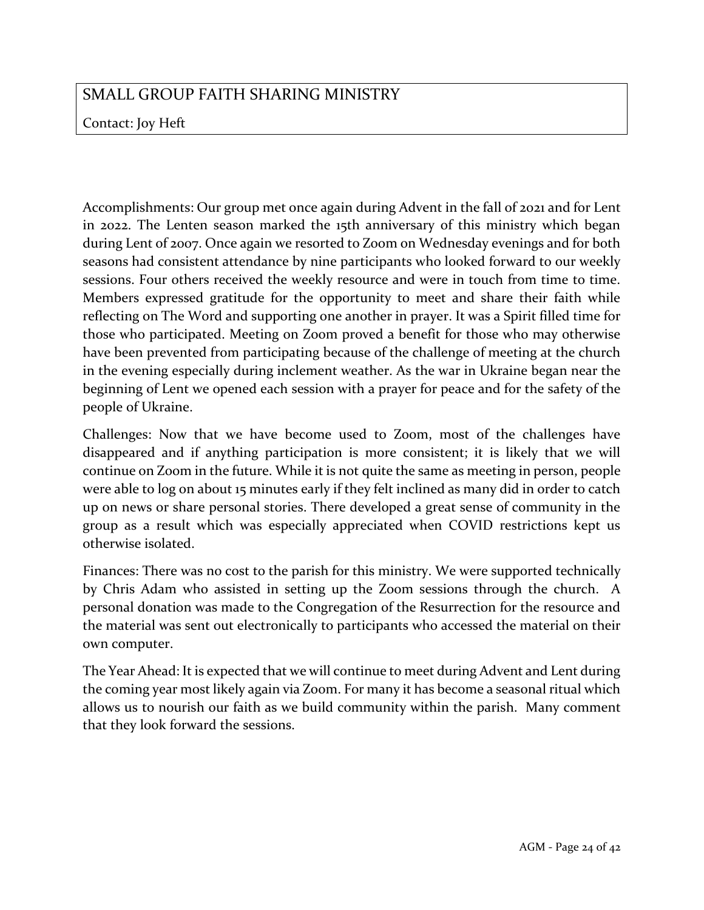## SMALL GROUP FAITH SHARING MINISTRY

Contact: Joy Heft

Accomplishments: Our group met once again during Advent in the fall of 2021 and for Lent in 2022. The Lenten season marked the 15th anniversary of this ministry which began during Lent of 2007. Once again we resorted to Zoom on Wednesday evenings and for both seasons had consistent attendance by nine participants who looked forward to our weekly sessions. Four others received the weekly resource and were in touch from time to time. Members expressed gratitude for the opportunity to meet and share their faith while reflecting on The Word and supporting one another in prayer. It was a Spirit filled time for those who participated. Meeting on Zoom proved a benefit for those who may otherwise have been prevented from participating because of the challenge of meeting at the church in the evening especially during inclement weather. As the war in Ukraine began near the beginning of Lent we opened each session with a prayer for peace and for the safety of the people of Ukraine.

Challenges: Now that we have become used to Zoom, most of the challenges have disappeared and if anything participation is more consistent; it is likely that we will continue on Zoom in the future. While it is not quite the same as meeting in person, people were able to log on about 15 minutes early if they felt inclined as many did in order to catch up on news or share personal stories. There developed a great sense of community in the group as a result which was especially appreciated when COVID restrictions kept us otherwise isolated.

Finances: There was no cost to the parish for this ministry. We were supported technically by Chris Adam who assisted in setting up the Zoom sessions through the church. A personal donation was made to the Congregation of the Resurrection for the resource and the material was sent out electronically to participants who accessed the material on their own computer.

The Year Ahead: It is expected that we will continue to meet during Advent and Lent during the coming year most likely again via Zoom. For many it has become a seasonal ritual which allows us to nourish our faith as we build community within the parish. Many comment that they look forward the sessions.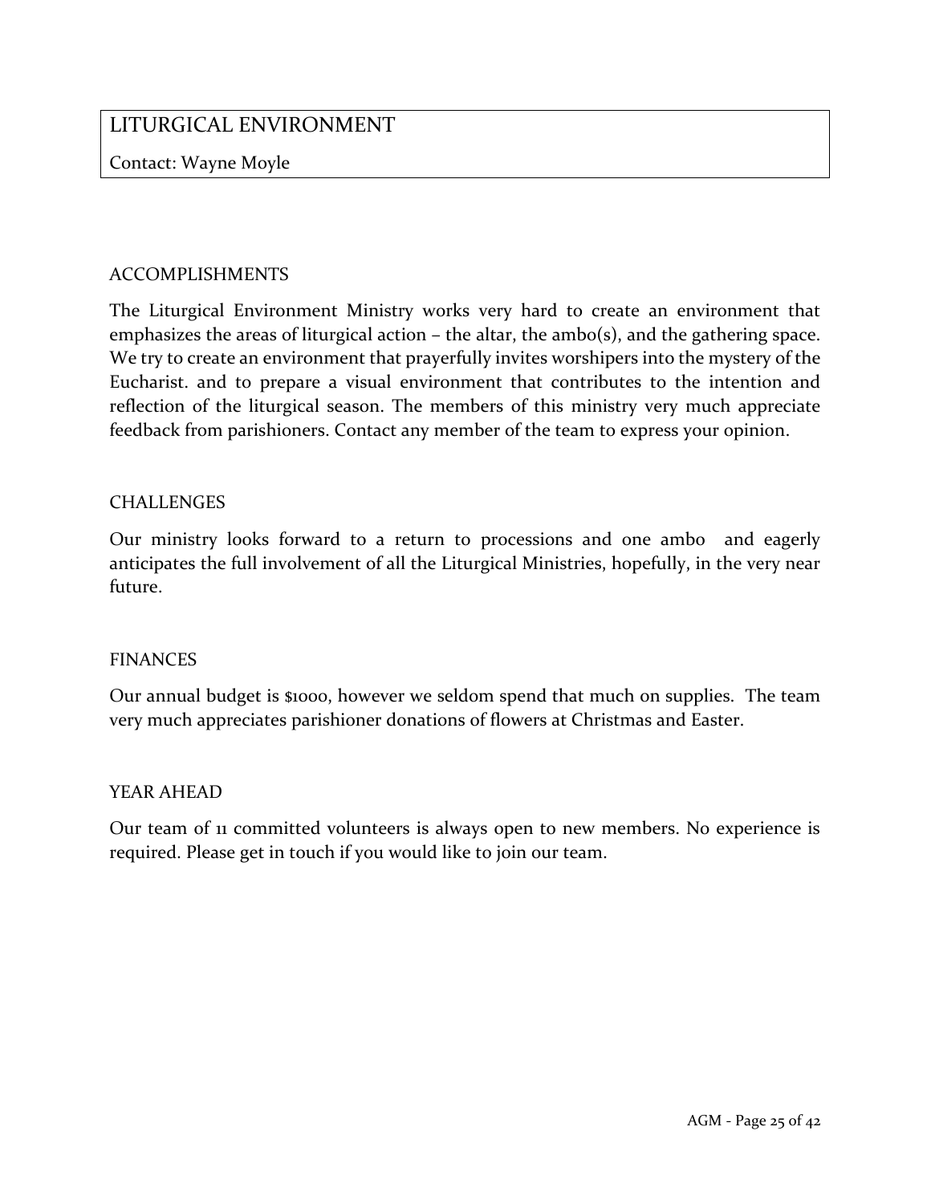# LITURGICAL ENVIRONMENT

Contact: Wayne Moyle

## ACCOMPLISHMENTS

The Liturgical Environment Ministry works very hard to create an environment that emphasizes the areas of liturgical action – the altar, the ambo(s), and the gathering space. We try to create an environment that prayerfully invites worshipers into the mystery of the Eucharist. and to prepare a visual environment that contributes to the intention and reflection of the liturgical season. The members of this ministry very much appreciate feedback from parishioners. Contact any member of the team to express your opinion.

## CHALLENGES

Our ministry looks forward to a return to processions and one ambo and eagerly anticipates the full involvement of all the Liturgical Ministries, hopefully, in the very near future.

## FINANCES

Our annual budget is $1000, however we seldom spend that much on supplies. The team very much appreciates parishioner donations of flowers at Christmas and Easter.

## YEAR AHEAD

Our team of 11 committed volunteers is always open to new members. No experience is required. Please get in touch if you would like to join our team.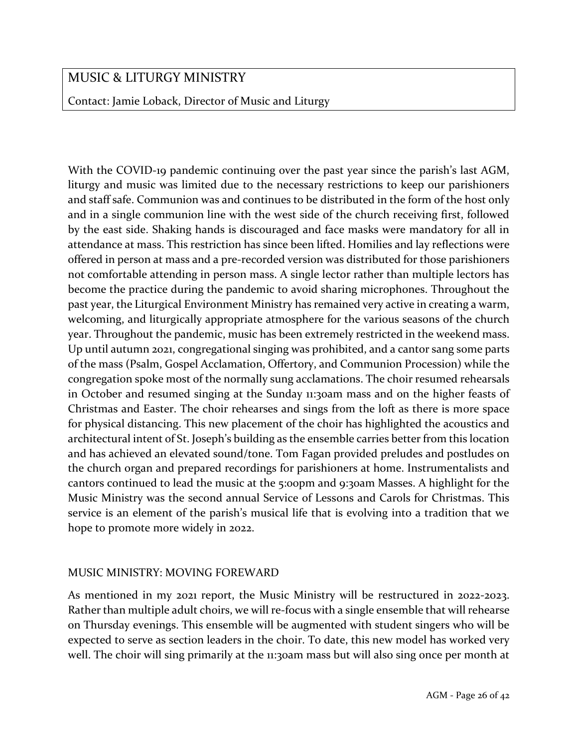## MUSIC & LITURGY MINISTRY

Contact: Jamie Loback, Director of Music and Liturgy

With the COVID-19 pandemic continuing over the past year since the parish's last AGM, liturgy and music was limited due to the necessary restrictions to keep our parishioners and staff safe. Communion was and continues to be distributed in the form of the host only and in a single communion line with the west side of the church receiving first, followed by the east side. Shaking hands is discouraged and face masks were mandatory for all in attendance at mass. This restriction has since been lifted. Homilies and lay reflections were offered in person at mass and a pre-recorded version was distributed for those parishioners not comfortable attending in person mass. A single lector rather than multiple lectors has become the practice during the pandemic to avoid sharing microphones. Throughout the past year, the Liturgical Environment Ministry has remained very active in creating a warm, welcoming, and liturgically appropriate atmosphere for the various seasons of the church year. Throughout the pandemic, music has been extremely restricted in the weekend mass. Up until autumn 2021, congregational singing was prohibited, and a cantor sang some parts of the mass (Psalm, Gospel Acclamation, Offertory, and Communion Procession) while the congregation spoke most of the normally sung acclamations. The choir resumed rehearsals in October and resumed singing at the Sunday 11:30am mass and on the higher feasts of Christmas and Easter. The choir rehearses and sings from the loft as there is more space for physical distancing. This new placement of the choir has highlighted the acoustics and architectural intent of St. Joseph's building as the ensemble carries better from this location and has achieved an elevated sound/tone. Tom Fagan provided preludes and postludes on the church organ and prepared recordings for parishioners at home. Instrumentalists and cantors continued to lead the music at the 5:00pm and 9:30am Masses. A highlight for the Music Ministry was the second annual Service of Lessons and Carols for Christmas. This service is an element of the parish's musical life that is evolving into a tradition that we hope to promote more widely in 2022.

### MUSIC MINISTRY: MOVING FOREWARD

As mentioned in my 2021 report, the Music Ministry will be restructured in 2022-2023. Rather than multiple adult choirs, we will re-focus with a single ensemble that will rehearse on Thursday evenings. This ensemble will be augmented with student singers who will be expected to serve as section leaders in the choir. To date, this new model has worked very well. The choir will sing primarily at the 11:30am mass but will also sing once per month at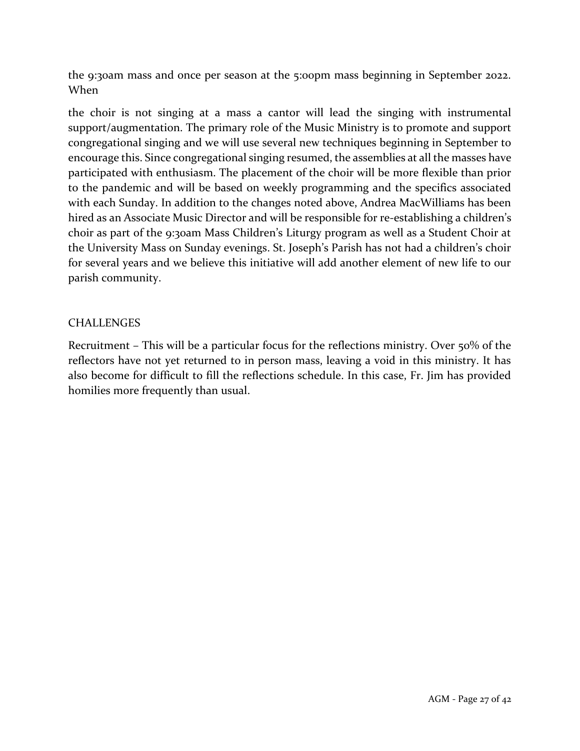the 9:30am mass and once per season at the 5:00pm mass beginning in September 2022. When

the choir is not singing at a mass a cantor will lead the singing with instrumental support/augmentation. The primary role of the Music Ministry is to promote and support congregational singing and we will use several new techniques beginning in September to encourage this. Since congregational singing resumed, the assemblies at all the masses have participated with enthusiasm. The placement of the choir will be more flexible than prior to the pandemic and will be based on weekly programming and the specifics associated with each Sunday. In addition to the changes noted above, Andrea MacWilliams has been hired as an Associate Music Director and will be responsible for re-establishing a children's choir as part of the 9:30am Mass Children's Liturgy program as well as a Student Choir at the University Mass on Sunday evenings. St. Joseph's Parish has not had a children's choir for several years and we believe this initiative will add another element of new life to our parish community.

## CHALLENGES

Recruitment – This will be a particular focus for the reflections ministry. Over 50% of the reflectors have not yet returned to in person mass, leaving a void in this ministry. It has also become for difficult to fill the reflections schedule. In this case, Fr. Jim has provided homilies more frequently than usual.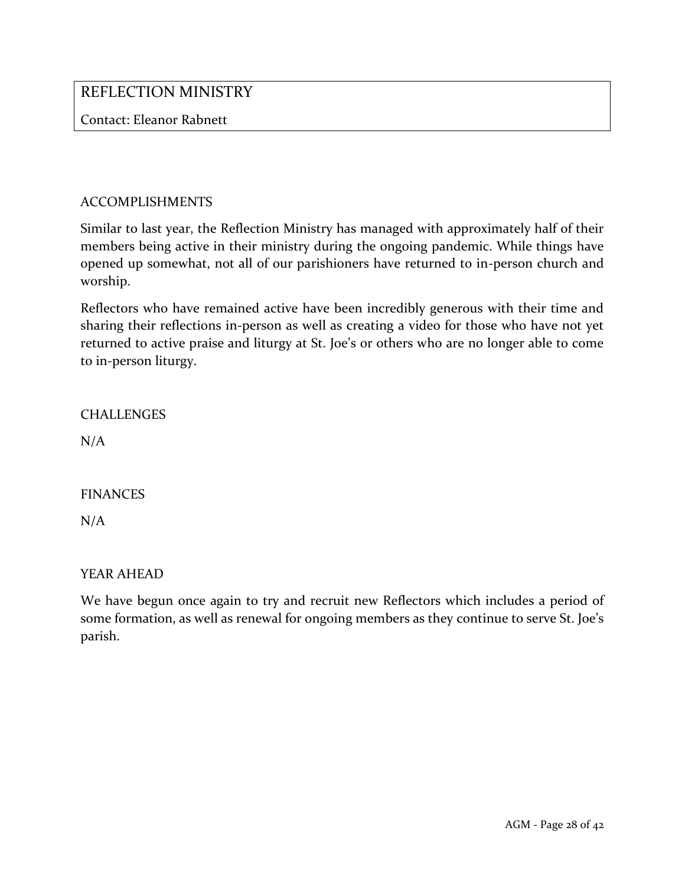# REFLECTION MINISTRY

Contact: Eleanor Rabnett

## ACCOMPLISHMENTS

Similar to last year, the Reflection Ministry has managed with approximately half of their members being active in their ministry during the ongoing pandemic. While things have opened up somewhat, not all of our parishioners have returned to in-person church and worship.

Reflectors who have remained active have been incredibly generous with their time and sharing their reflections in-person as well as creating a video for those who have not yet returned to active praise and liturgy at St. Joe's or others who are no longer able to come to in-person liturgy.

## CHALLENGES

N/A

## FINANCES

N/A

## YEAR AHEAD

We have begun once again to try and recruit new Reflectors which includes a period of some formation, as well as renewal for ongoing members as they continue to serve St. Joe's parish.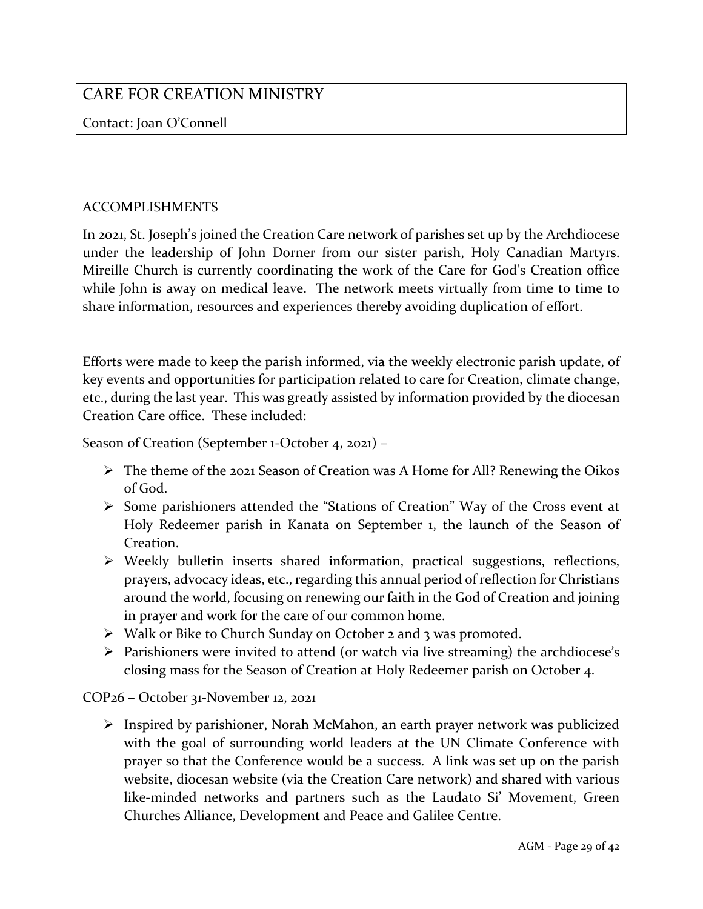## CARE FOR CREATION MINISTRY

Contact: Joan O'Connell

### ACCOMPLISHMENTS

In 2021, St. Joseph's joined the Creation Care network of parishes set up by the Archdiocese under the leadership of John Dorner from our sister parish, Holy Canadian Martyrs. Mireille Church is currently coordinating the work of the Care for God's Creation office while John is away on medical leave. The network meets virtually from time to time to share information, resources and experiences thereby avoiding duplication of effort.

Efforts were made to keep the parish informed, via the weekly electronic parish update, of key events and opportunities for participation related to care for Creation, climate change, etc., during the last year. This was greatly assisted by information provided by the diocesan Creation Care office. These included:

Season of Creation (September 1-October 4, 2021) –

- The theme of the 2021 Season of Creation was A Home for All? Renewing the Oikos of God.
- Some parishioners attended the "Stations of Creation" Way of the Cross event at Holy Redeemer parish in Kanata on September 1, the launch of the Season of Creation.
- Weekly bulletin inserts shared information, practical suggestions, reflections, prayers, advocacy ideas, etc., regarding this annual period of reflection for Christians around the world, focusing on renewing our faith in the God of Creation and joining in prayer and work for the care of our common home.
- Walk or Bike to Church Sunday on October 2 and 3 was promoted.
- Parishioners were invited to attend (or watch via live streaming) the archdiocese's closing mass for the Season of Creation at Holy Redeemer parish on October 4.

COP26 – October 31-November 12, 2021

- Inspired by parishioner, Norah McMahon, an earth prayer network was publicized with the goal of surrounding world leaders at the UN Climate Conference with prayer so that the Conference would be a success. A link was set up on the parish website, diocesan website (via the Creation Care network) and shared with various like-minded networks and partners such as the Laudato Si' Movement, Green Churches Alliance, Development and Peace and Galilee Centre.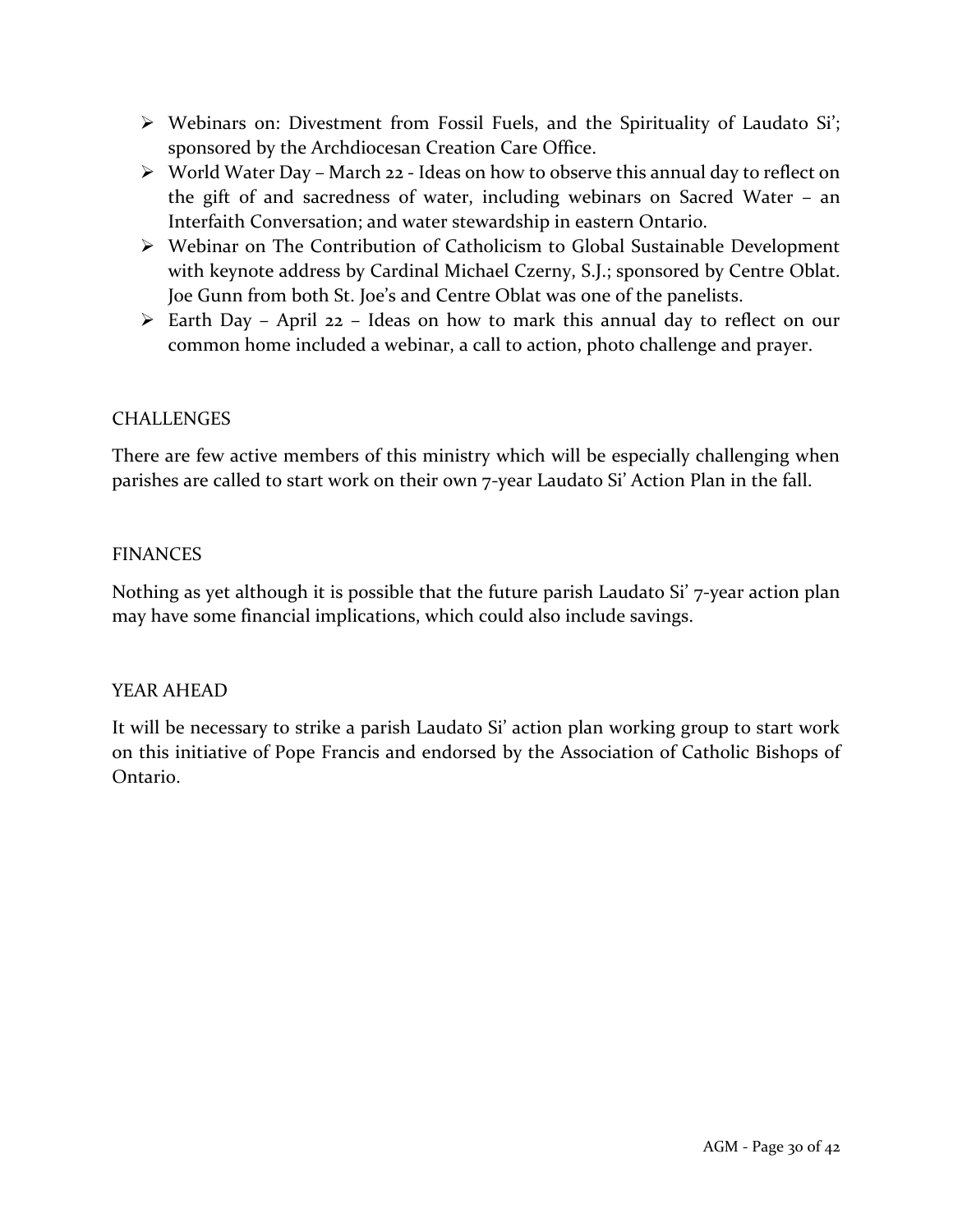- Webinars on: Divestment from Fossil Fuels, and the Spirituality of Laudato Si'; sponsored by the Archdiocesan Creation Care Office.
- World Water Day – March 22 - Ideas on how to observe this annual day to reflect on the gift of and sacredness of water, including webinars on Sacred Water – an Interfaith Conversation; and water stewardship in eastern Ontario.
- Webinar on The Contribution of Catholicism to Global Sustainable Development with keynote address by Cardinal Michael Czerny, S.J.; sponsored by Centre Oblat. Joe Gunn from both St. Joe's and Centre Oblat was one of the panelists.
- Earth Day – April 22 – Ideas on how to mark this annual day to reflect on our common home included a webinar, a call to action, photo challenge and prayer.

## CHALLENGES

There are few active members of this ministry which will be especially challenging when parishes are called to start work on their own 7-year Laudato Si' Action Plan in the fall.

## FINANCES

Nothing as yet although it is possible that the future parish Laudato Si' 7-year action plan may have some financial implications, which could also include savings.

## YEAR AHEAD

It will be necessary to strike a parish Laudato Si' action plan working group to start work on this initiative of Pope Francis and endorsed by the Association of Catholic Bishops of Ontario.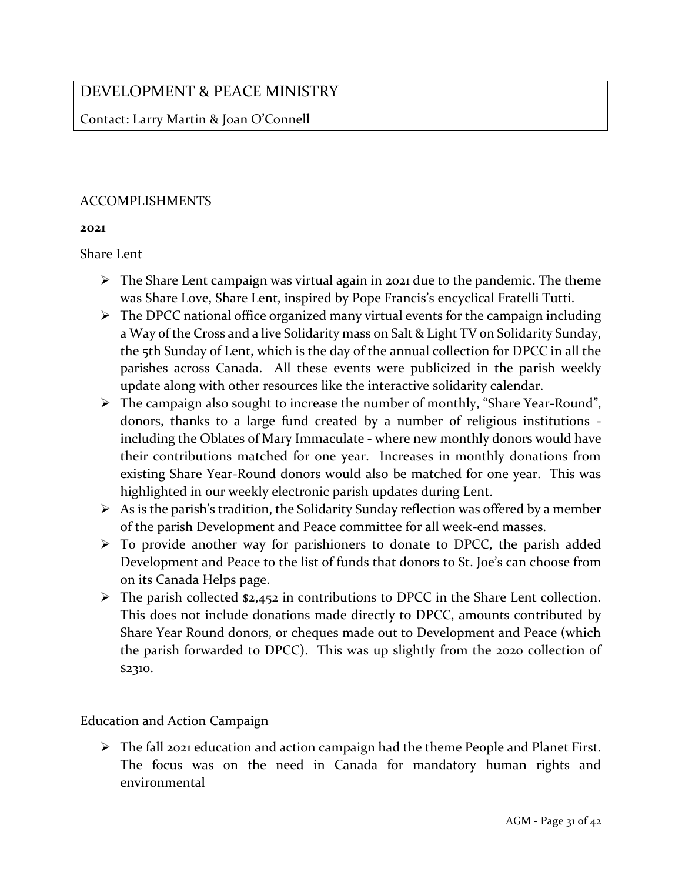# DEVELOPMENT & PEACE MINISTRY

Contact: Larry Martin & Joan O'Connell

## ACCOMPLISHMENTS

**2021**

### Share Lent

- The Share Lent campaign was virtual again in 2021 due to the pandemic. The theme was Share Love, Share Lent, inspired by Pope Francis's encyclical Fratelli Tutti.
- The DPCC national office organized many virtual events for the campaign including a Way of the Cross and a live Solidarity mass on Salt & Light TV on Solidarity Sunday, the 5th Sunday of Lent, which is the day of the annual collection for DPCC in all the parishes across Canada. All these events were publicized in the parish weekly update along with other resources like the interactive solidarity calendar.
- The campaign also sought to increase the number of monthly, "Share Year-Round", donors, thanks to a large fund created by a number of religious institutions - including the Oblates of Mary Immaculate - where new monthly donors would have their contributions matched for one year. Increases in monthly donations from existing Share Year-Round donors would also be matched for one year. This was highlighted in our weekly electronic parish updates during Lent.
- As is the parish's tradition, the Solidarity Sunday reflection was offered by a member of the parish Development and Peace committee for all week-end masses.
- To provide another way for parishioners to donate to DPCC, the parish added Development and Peace to the list of funds that donors to St. Joe's can choose from on its Canada Helps page.
- The parish collected $2,452 in contributions to DPCC in the Share Lent collection. This does not include donations made directly to DPCC, amounts contributed by Share Year Round donors, or cheques made out to Development and Peace (which the parish forwarded to DPCC). This was up slightly from the 2020 collection of $2310.

### Education and Action Campaign

- The fall 2021 education and action campaign had the theme People and Planet First. The focus was on the need in Canada for mandatory human rights and environmental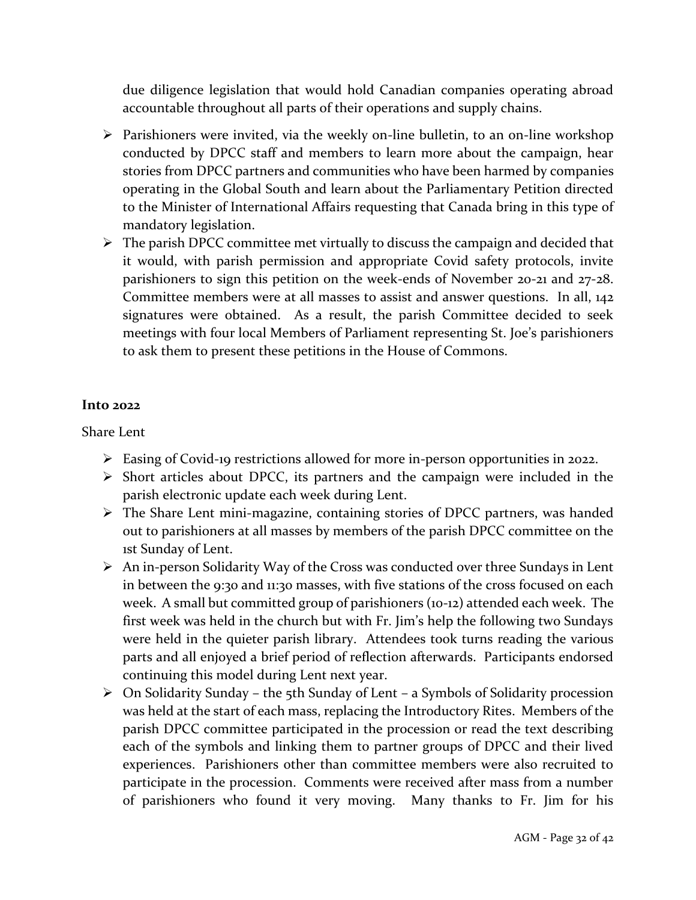due diligence legislation that would hold Canadian companies operating abroad accountable throughout all parts of their operations and supply chains.

- Parishioners were invited, via the weekly on-line bulletin, to an on-line workshop conducted by DPCC staff and members to learn more about the campaign, hear stories from DPCC partners and communities who have been harmed by companies operating in the Global South and learn about the Parliamentary Petition directed to the Minister of International Affairs requesting that Canada bring in this type of mandatory legislation.
- The parish DPCC committee met virtually to discuss the campaign and decided that it would, with parish permission and appropriate Covid safety protocols, invite parishioners to sign this petition on the week-ends of November 20-21 and 27-28. Committee members were at all masses to assist and answer questions. In all, 142 signatures were obtained. As a result, the parish Committee decided to seek meetings with four local Members of Parliament representing St. Joe's parishioners to ask them to present these petitions in the House of Commons.

**Into 2022**

Share Lent

- Easing of Covid-19 restrictions allowed for more in-person opportunities in 2022.
- Short articles about DPCC, its partners and the campaign were included in the parish electronic update each week during Lent.
- The Share Lent mini-magazine, containing stories of DPCC partners, was handed out to parishioners at all masses by members of the parish DPCC committee on the 1st Sunday of Lent.
- An in-person Solidarity Way of the Cross was conducted over three Sundays in Lent in between the 9:30 and 11:30 masses, with five stations of the cross focused on each week. A small but committed group of parishioners (10-12) attended each week. The first week was held in the church but with Fr. Jim's help the following two Sundays were held in the quieter parish library. Attendees took turns reading the various parts and all enjoyed a brief period of reflection afterwards. Participants endorsed continuing this model during Lent next year.
- On Solidarity Sunday – the 5th Sunday of Lent – a Symbols of Solidarity procession was held at the start of each mass, replacing the Introductory Rites. Members of the parish DPCC committee participated in the procession or read the text describing each of the symbols and linking them to partner groups of DPCC and their lived experiences. Parishioners other than committee members were also recruited to participate in the procession. Comments were received after mass from a number of parishioners who found it very moving. Many thanks to Fr. Jim for his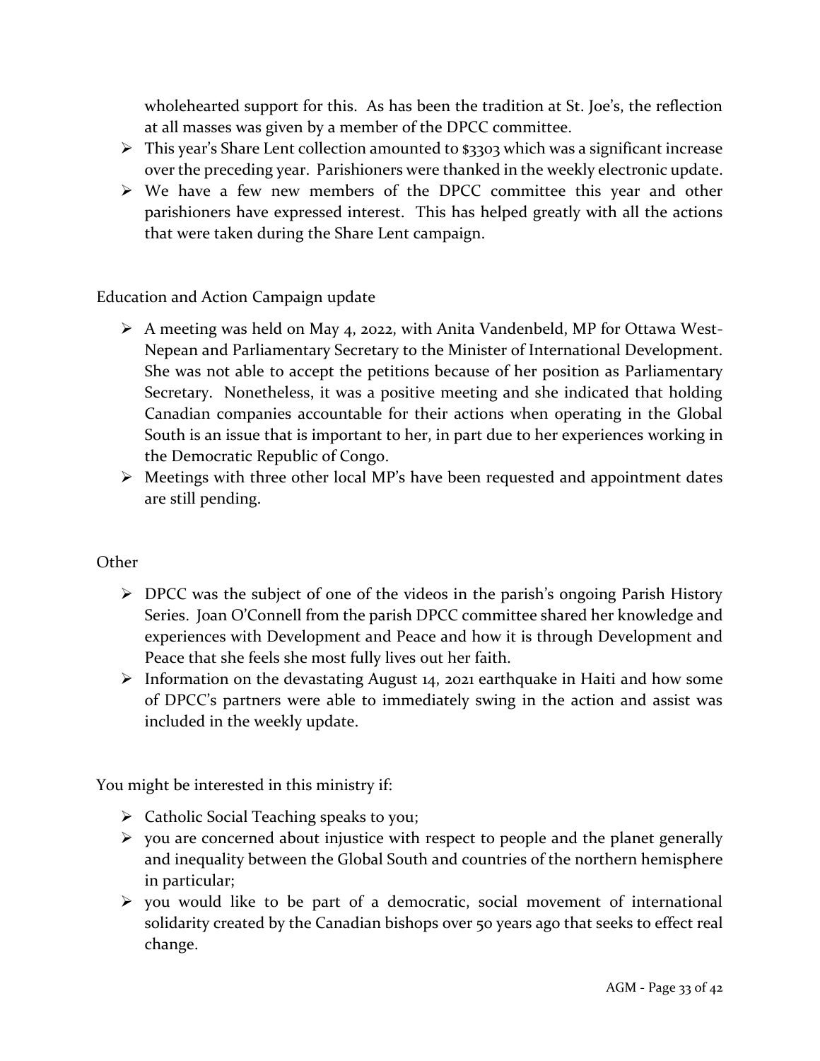wholehearted support for this. As has been the tradition at St. Joe's, the reflection at all masses was given by a member of the DPCC committee.

- This year's Share Lent collection amounted to $3303 which was a significant increase over the preceding year. Parishioners were thanked in the weekly electronic update.
- We have a few new members of the DPCC committee this year and other parishioners have expressed interest. This has helped greatly with all the actions that were taken during the Share Lent campaign.

Education and Action Campaign update

- A meeting was held on May 4, 2022, with Anita Vandenbeld, MP for Ottawa West-Nepean and Parliamentary Secretary to the Minister of International Development. She was not able to accept the petitions because of her position as Parliamentary Secretary. Nonetheless, it was a positive meeting and she indicated that holding Canadian companies accountable for their actions when operating in the Global South is an issue that is important to her, in part due to her experiences working in the Democratic Republic of Congo.
- Meetings with three other local MP's have been requested and appointment dates are still pending.

Other

- DPCC was the subject of one of the videos in the parish's ongoing Parish History Series. Joan O'Connell from the parish DPCC committee shared her knowledge and experiences with Development and Peace and how it is through Development and Peace that she feels she most fully lives out her faith.
- Information on the devastating August 14, 2021 earthquake in Haiti and how some of DPCC's partners were able to immediately swing in the action and assist was included in the weekly update.

You might be interested in this ministry if:

- Catholic Social Teaching speaks to you;
- you are concerned about injustice with respect to people and the planet generally and inequality between the Global South and countries of the northern hemisphere in particular;
- you would like to be part of a democratic, social movement of international solidarity created by the Canadian bishops over 50 years ago that seeks to effect real change.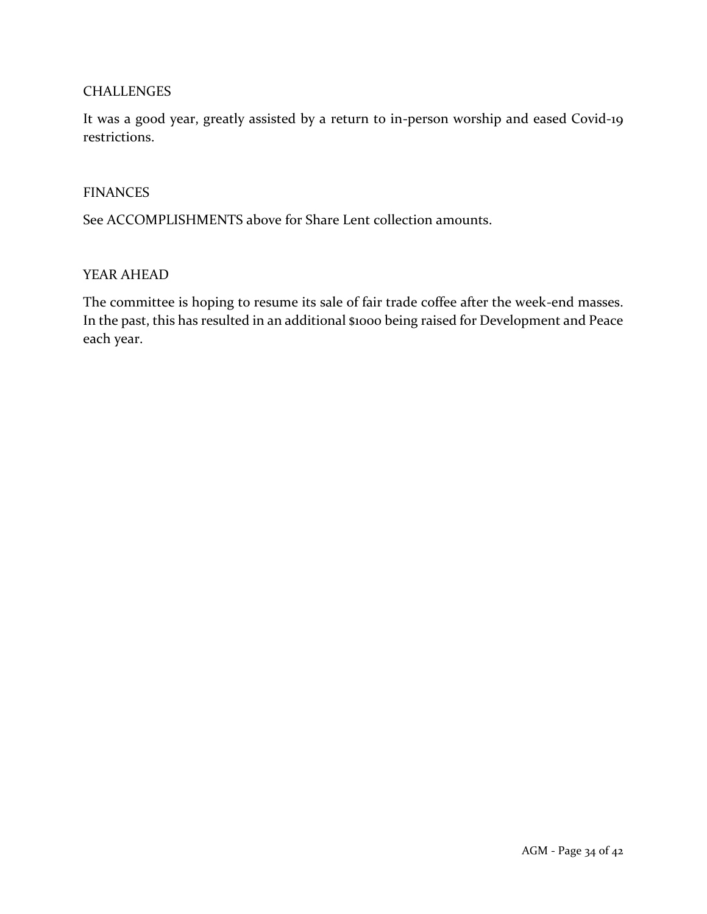## CHALLENGES

It was a good year, greatly assisted by a return to in-person worship and eased Covid-19 restrictions.

## FINANCES

See ACCOMPLISHMENTS above for Share Lent collection amounts.

## YEAR AHEAD

The committee is hoping to resume its sale of fair trade coffee after the week-end masses. In the past, this has resulted in an additional $1000 being raised for Development and Peace each year.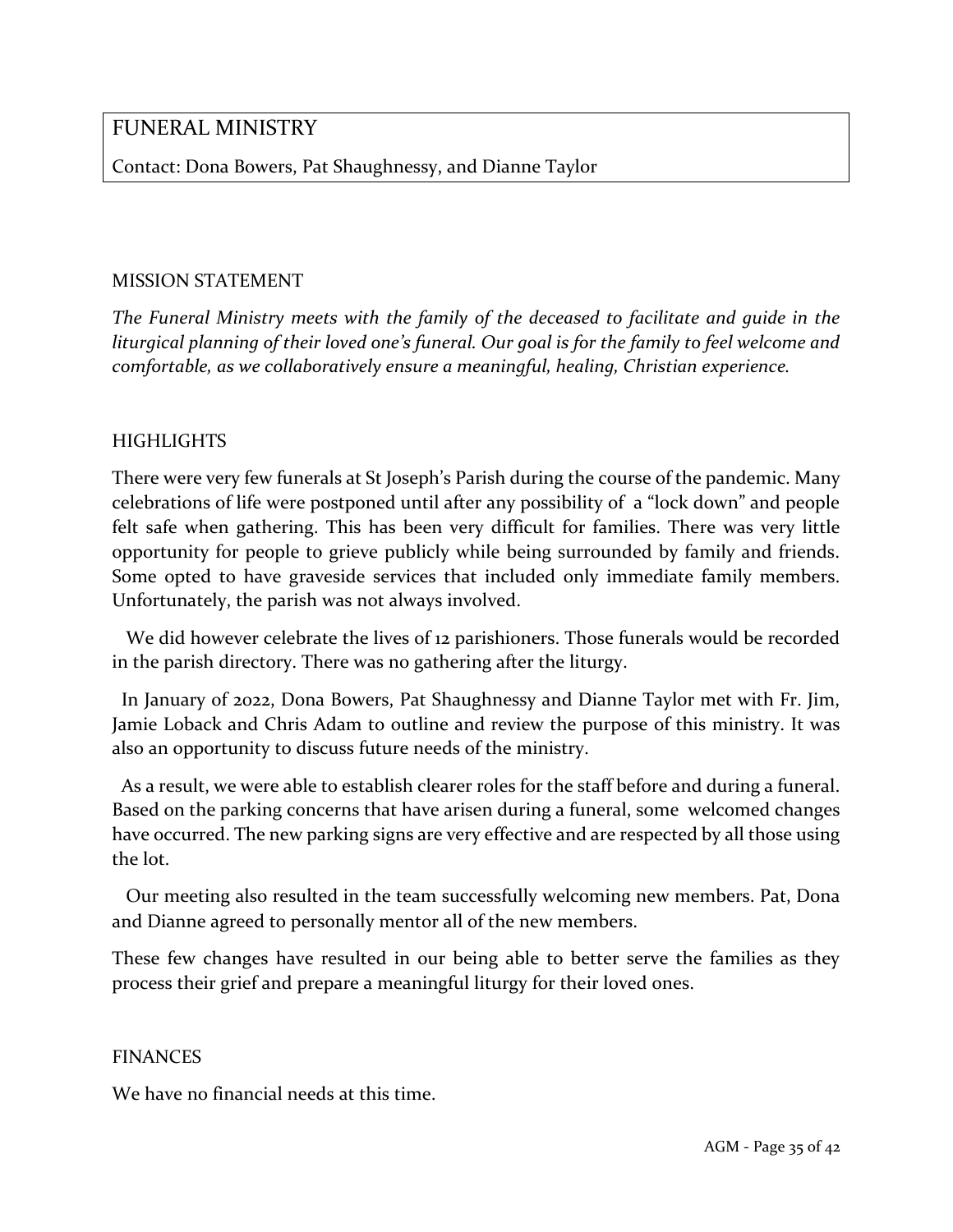# FUNERAL MINISTRY

Contact: Dona Bowers, Pat Shaughnessy, and Dianne Taylor

## MISSION STATEMENT

*The Funeral Ministry meets with the family of the deceased to facilitate and guide in the liturgical planning of their loved one's funeral. Our goal is for the family to feel welcome and comfortable, as we collaboratively ensure a meaningful, healing, Christian experience.*

## HIGHLIGHTS

There were very few funerals at St Joseph's Parish during the course of the pandemic. Many celebrations of life were postponed until after any possibility of a "lock down" and people felt safe when gathering. This has been very difficult for families. There was very little opportunity for people to grieve publicly while being surrounded by family and friends. Some opted to have graveside services that included only immediate family members. Unfortunately, the parish was not always involved.

We did however celebrate the lives of 12 parishioners. Those funerals would be recorded in the parish directory. There was no gathering after the liturgy.

In January of 2022, Dona Bowers, Pat Shaughnessy and Dianne Taylor met with Fr. Jim, Jamie Loback and Chris Adam to outline and review the purpose of this ministry. It was also an opportunity to discuss future needs of the ministry.

As a result, we were able to establish clearer roles for the staff before and during a funeral. Based on the parking concerns that have arisen during a funeral, some welcomed changes have occurred. The new parking signs are very effective and are respected by all those using the lot.

Our meeting also resulted in the team successfully welcoming new members. Pat, Dona and Dianne agreed to personally mentor all of the new members.

These few changes have resulted in our being able to better serve the families as they process their grief and prepare a meaningful liturgy for their loved ones.

## FINANCES

We have no financial needs at this time.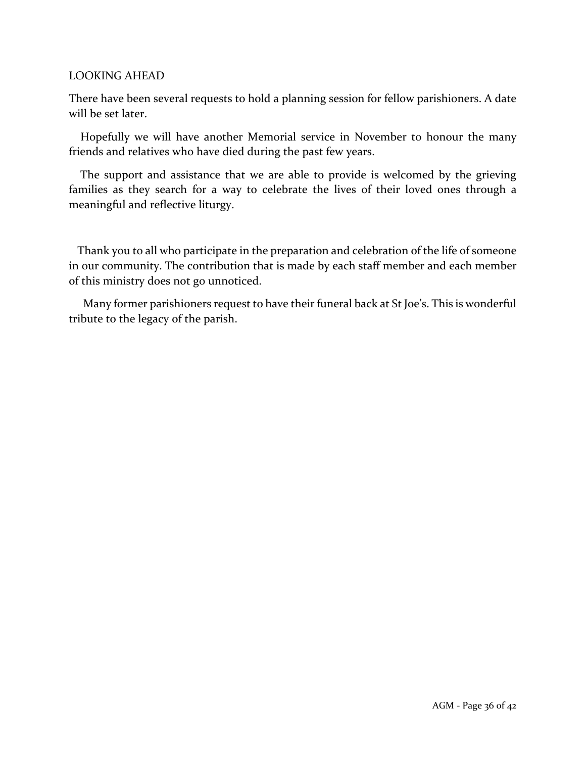## LOOKING AHEAD

There have been several requests to hold a planning session for fellow parishioners. A date will be set later.

Hopefully we will have another Memorial service in November to honour the many friends and relatives who have died during the past few years.

The support and assistance that we are able to provide is welcomed by the grieving families as they search for a way to celebrate the lives of their loved ones through a meaningful and reflective liturgy.

Thank you to all who participate in the preparation and celebration of the life of someone in our community. The contribution that is made by each staff member and each member of this ministry does not go unnoticed.

Many former parishioners request to have their funeral back at St Joe's. This is wonderful tribute to the legacy of the parish.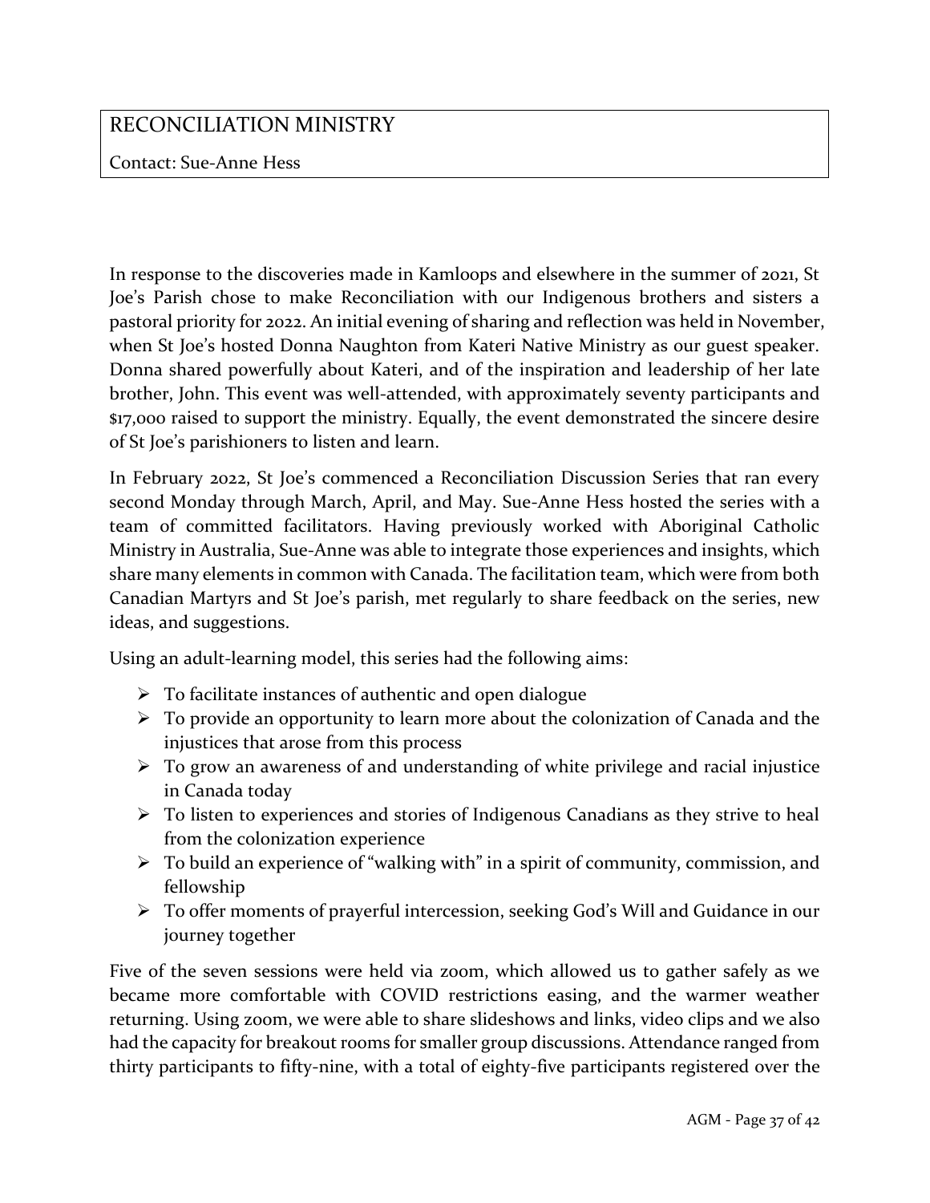## RECONCILIATION MINISTRY

Contact: Sue-Anne Hess

In response to the discoveries made in Kamloops and elsewhere in the summer of 2021, St Joe's Parish chose to make Reconciliation with our Indigenous brothers and sisters a pastoral priority for 2022. An initial evening of sharing and reflection was held in November, when St Joe's hosted Donna Naughton from Kateri Native Ministry as our guest speaker. Donna shared powerfully about Kateri, and of the inspiration and leadership of her late brother, John. This event was well-attended, with approximately seventy participants and $17,000 raised to support the ministry. Equally, the event demonstrated the sincere desire of St Joe's parishioners to listen and learn.

In February 2022, St Joe's commenced a Reconciliation Discussion Series that ran every second Monday through March, April, and May. Sue-Anne Hess hosted the series with a team of committed facilitators. Having previously worked with Aboriginal Catholic Ministry in Australia, Sue-Anne was able to integrate those experiences and insights, which share many elements in common with Canada. The facilitation team, which were from both Canadian Martyrs and St Joe's parish, met regularly to share feedback on the series, new ideas, and suggestions.

Using an adult-learning model, this series had the following aims:

- To facilitate instances of authentic and open dialogue
- To provide an opportunity to learn more about the colonization of Canada and the injustices that arose from this process
- To grow an awareness of and understanding of white privilege and racial injustice in Canada today
- To listen to experiences and stories of Indigenous Canadians as they strive to heal from the colonization experience
- To build an experience of "walking with" in a spirit of community, commission, and fellowship
- To offer moments of prayerful intercession, seeking God's Will and Guidance in our journey together

Five of the seven sessions were held via zoom, which allowed us to gather safely as we became more comfortable with COVID restrictions easing, and the warmer weather returning. Using zoom, we were able to share slideshows and links, video clips and we also had the capacity for breakout rooms for smaller group discussions. Attendance ranged from thirty participants to fifty-nine, with a total of eighty-five participants registered over the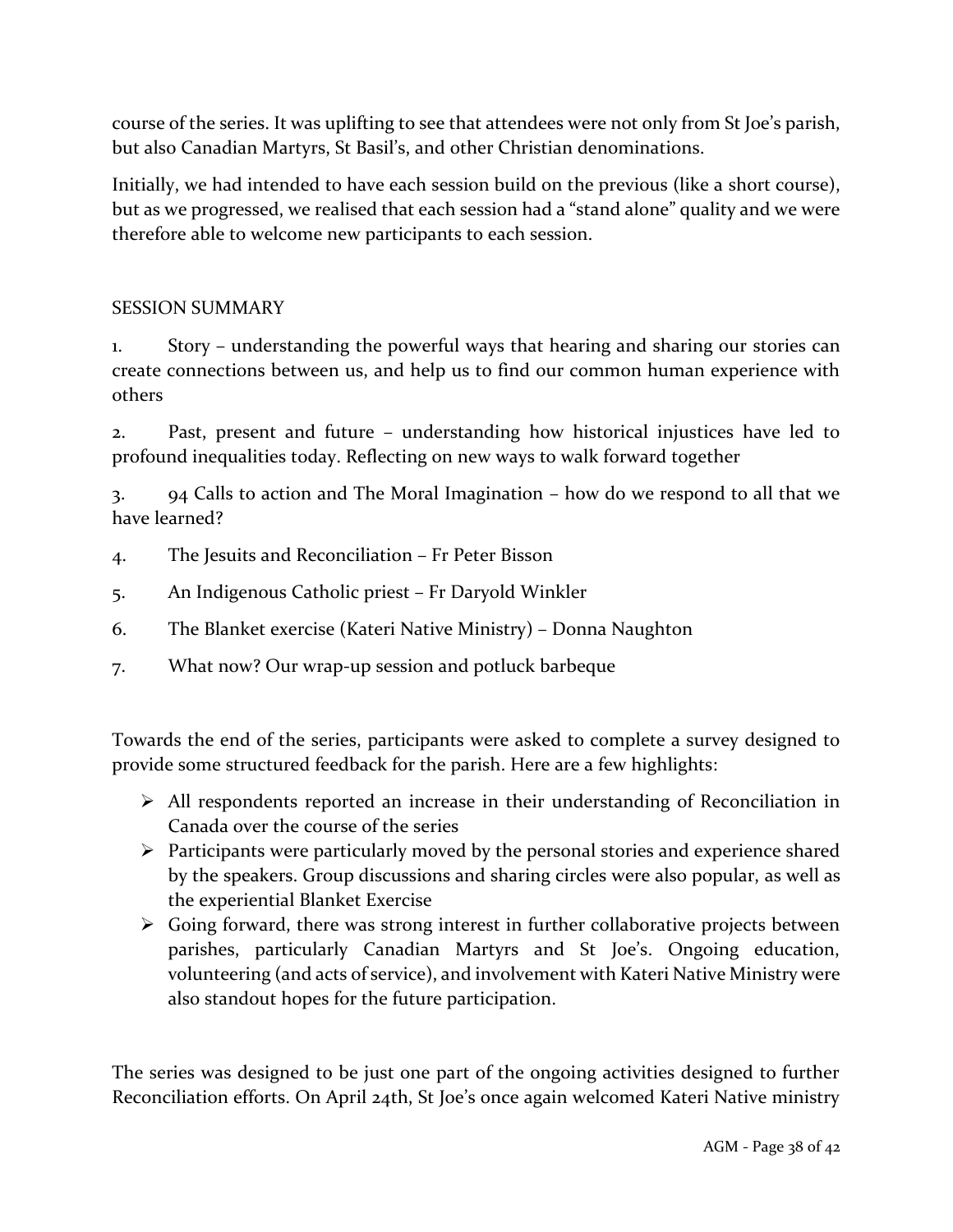course of the series. It was uplifting to see that attendees were not only from St Joe's parish, but also Canadian Martyrs, St Basil's, and other Christian denominations.

Initially, we had intended to have each session build on the previous (like a short course), but as we progressed, we realised that each session had a "stand alone" quality and we were therefore able to welcome new participants to each session.

SESSION SUMMARY

1. Story – understanding the powerful ways that hearing and sharing our stories can create connections between us, and help us to find our common human experience with others

2. Past, present and future – understanding how historical injustices have led to profound inequalities today. Reflecting on new ways to walk forward together

3. 94 Calls to action and The Moral Imagination – how do we respond to all that we have learned?

4. The Jesuits and Reconciliation – Fr Peter Bisson

5. An Indigenous Catholic priest – Fr Daryold Winkler

6. The Blanket exercise (Kateri Native Ministry) – Donna Naughton

7. What now? Our wrap-up session and potluck barbeque

Towards the end of the series, participants were asked to complete a survey designed to provide some structured feedback for the parish. Here are a few highlights:

- All respondents reported an increase in their understanding of Reconciliation in Canada over the course of the series
- Participants were particularly moved by the personal stories and experience shared by the speakers. Group discussions and sharing circles were also popular, as well as the experiential Blanket Exercise
- Going forward, there was strong interest in further collaborative projects between parishes, particularly Canadian Martyrs and St Joe's. Ongoing education, volunteering (and acts of service), and involvement with Kateri Native Ministry were also standout hopes for the future participation.

The series was designed to be just one part of the ongoing activities designed to further Reconciliation efforts. On April 24th, St Joe's once again welcomed Kateri Native ministry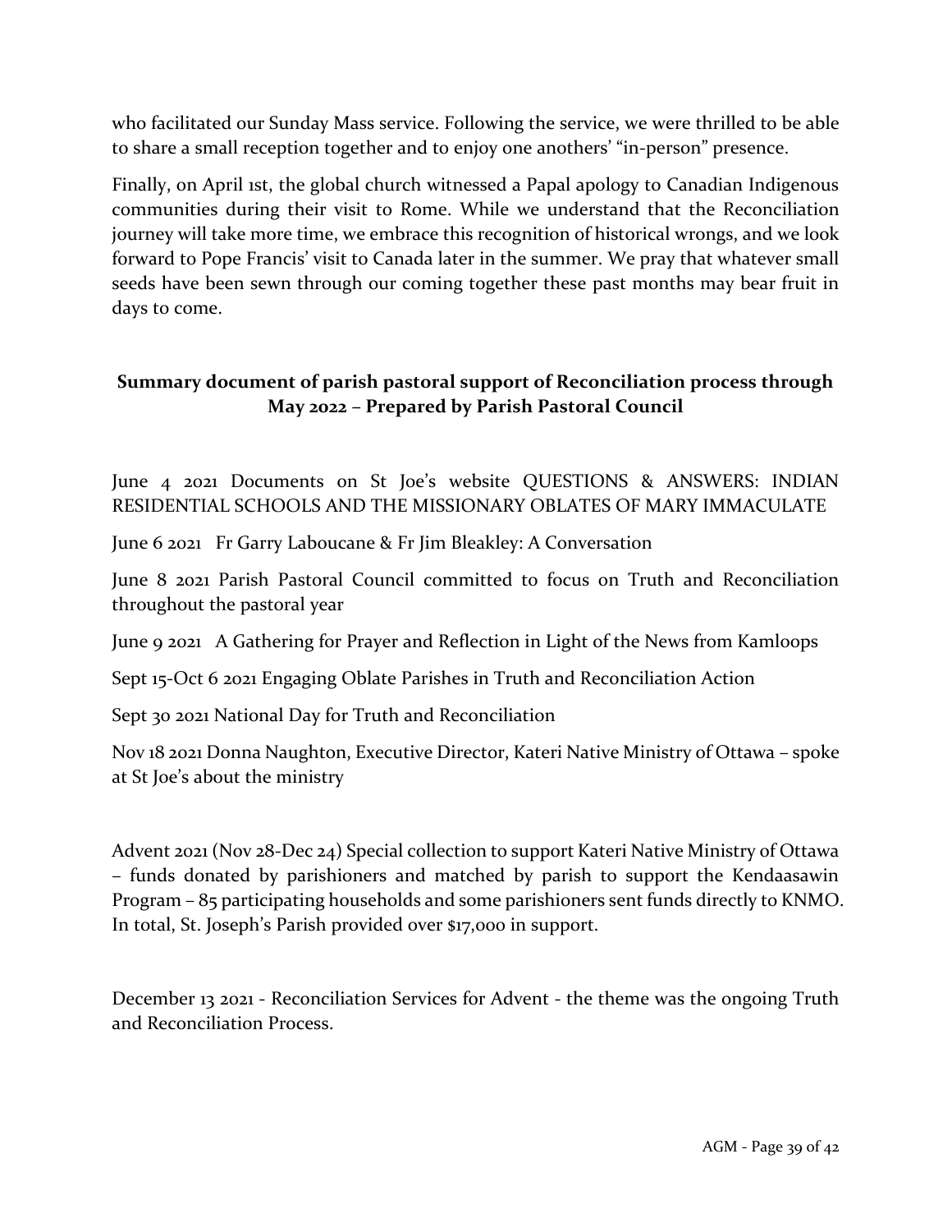who facilitated our Sunday Mass service. Following the service, we were thrilled to be able to share a small reception together and to enjoy one anothers' "in-person" presence.

Finally, on April 1st, the global church witnessed a Papal apology to Canadian Indigenous communities during their visit to Rome. While we understand that the Reconciliation journey will take more time, we embrace this recognition of historical wrongs, and we look forward to Pope Francis' visit to Canada later in the summer. We pray that whatever small seeds have been sewn through our coming together these past months may bear fruit in days to come.

**Summary document of parish pastoral support of Reconciliation process through May 2022 – Prepared by Parish Pastoral Council**

June 4 2021 Documents on St Joe's website QUESTIONS & ANSWERS: INDIAN RESIDENTIAL SCHOOLS AND THE MISSIONARY OBLATES OF MARY IMMACULATE

June 6 2021 Fr Garry Laboucane & Fr Jim Bleakley: A Conversation

June 8 2021 Parish Pastoral Council committed to focus on Truth and Reconciliation throughout the pastoral year

June 9 2021 A Gathering for Prayer and Reflection in Light of the News from Kamloops

Sept 15-Oct 6 2021 Engaging Oblate Parishes in Truth and Reconciliation Action

Sept 30 2021 National Day for Truth and Reconciliation

Nov 18 2021 Donna Naughton, Executive Director, Kateri Native Ministry of Ottawa – spoke at St Joe's about the ministry

Advent 2021 (Nov 28-Dec 24) Special collection to support Kateri Native Ministry of Ottawa – funds donated by parishioners and matched by parish to support the Kendaasawin Program – 85 participating households and some parishioners sent funds directly to KNMO. In total, St. Joseph's Parish provided over $17,000 in support.

December 13 2021 - Reconciliation Services for Advent - the theme was the ongoing Truth and Reconciliation Process.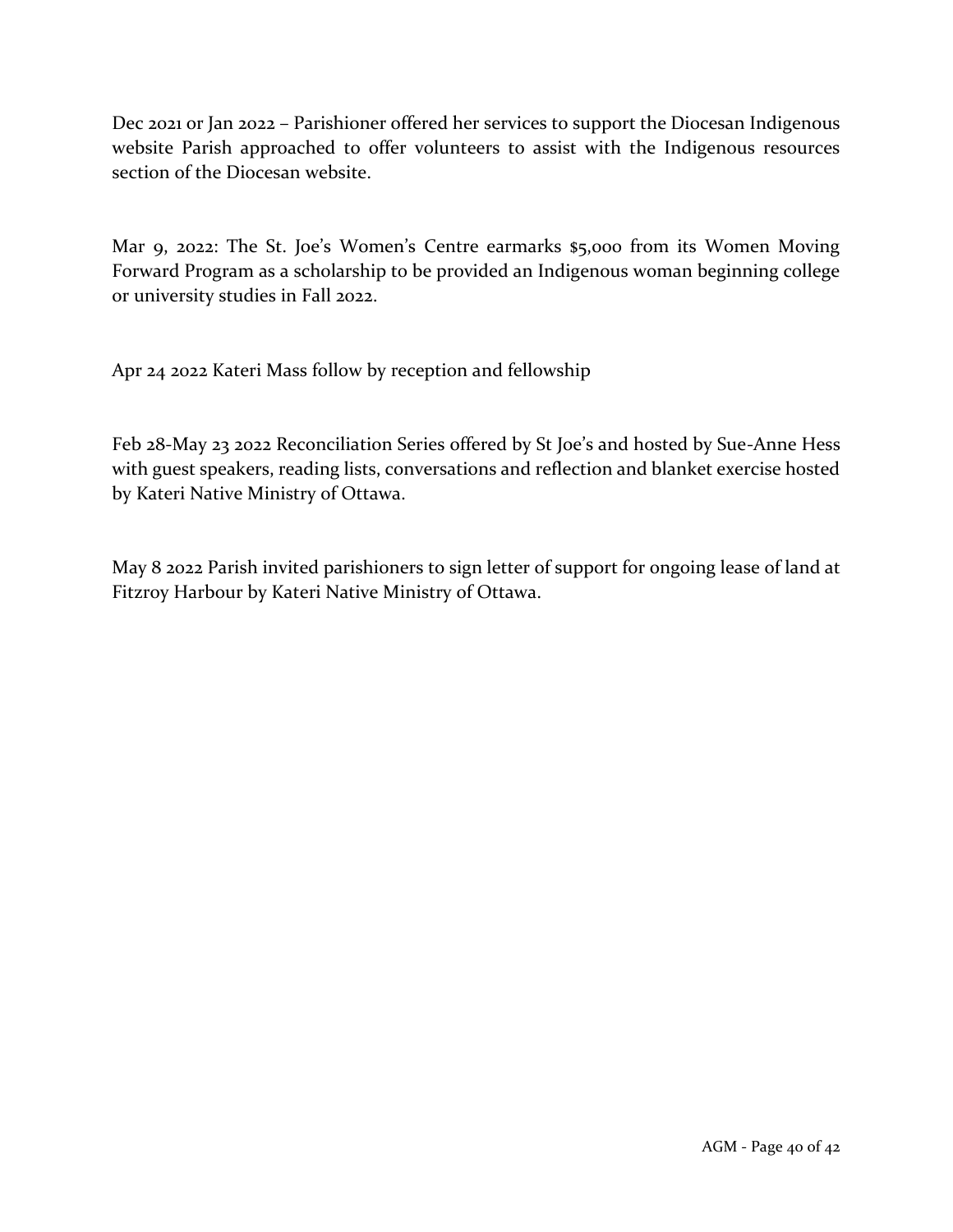Dec 2021 or Jan 2022 – Parishioner offered her services to support the Diocesan Indigenous website Parish approached to offer volunteers to assist with the Indigenous resources section of the Diocesan website.

Mar 9, 2022: The St. Joe's Women's Centre earmarks $5,000 from its Women Moving Forward Program as a scholarship to be provided an Indigenous woman beginning college or university studies in Fall 2022.

Apr 24 2022 Kateri Mass follow by reception and fellowship

Feb 28-May 23 2022 Reconciliation Series offered by St Joe's and hosted by Sue-Anne Hess with guest speakers, reading lists, conversations and reflection and blanket exercise hosted by Kateri Native Ministry of Ottawa.

May 8 2022 Parish invited parishioners to sign letter of support for ongoing lease of land at Fitzroy Harbour by Kateri Native Ministry of Ottawa.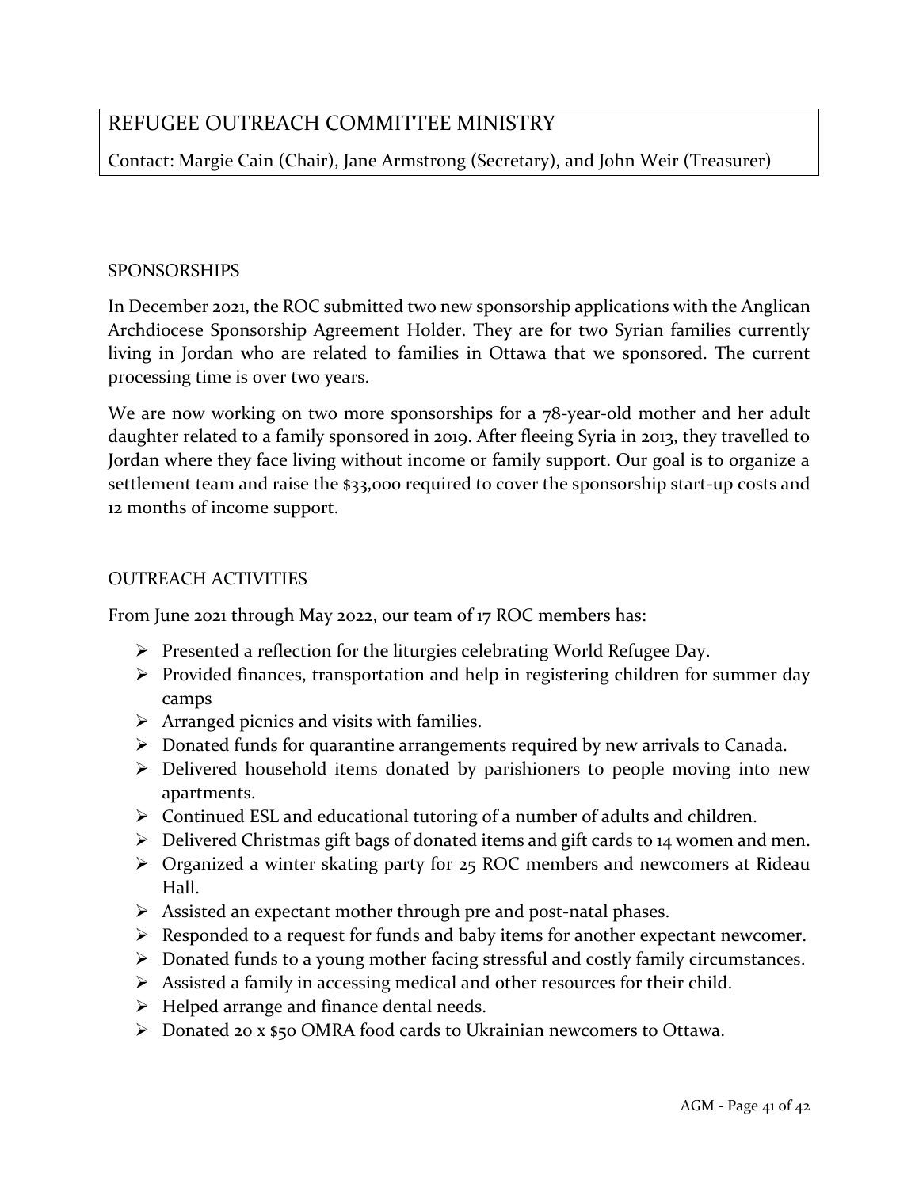# REFUGEE OUTREACH COMMITTEE MINISTRY

Contact: Margie Cain (Chair), Jane Armstrong (Secretary), and John Weir (Treasurer)

## SPONSORSHIPS

In December 2021, the ROC submitted two new sponsorship applications with the Anglican Archdiocese Sponsorship Agreement Holder. They are for two Syrian families currently living in Jordan who are related to families in Ottawa that we sponsored. The current processing time is over two years.

We are now working on two more sponsorships for a 78-year-old mother and her adult daughter related to a family sponsored in 2019. After fleeing Syria in 2013, they travelled to Jordan where they face living without income or family support. Our goal is to organize a settlement team and raise the $33,000 required to cover the sponsorship start-up costs and 12 months of income support.

## OUTREACH ACTIVITIES

From June 2021 through May 2022, our team of 17 ROC members has:

- Presented a reflection for the liturgies celebrating World Refugee Day.
- Provided finances, transportation and help in registering children for summer day camps
- Arranged picnics and visits with families.
- Donated funds for quarantine arrangements required by new arrivals to Canada.
- Delivered household items donated by parishioners to people moving into new apartments.
- Continued ESL and educational tutoring of a number of adults and children.
- Delivered Christmas gift bags of donated items and gift cards to 14 women and men.
- Organized a winter skating party for 25 ROC members and newcomers at Rideau Hall.
- Assisted an expectant mother through pre and post-natal phases.
- Responded to a request for funds and baby items for another expectant newcomer.
- Donated funds to a young mother facing stressful and costly family circumstances.
- Assisted a family in accessing medical and other resources for their child.
- Helped arrange and finance dental needs.
- Donated 20 x $50 OMRA food cards to Ukrainian newcomers to Ottawa.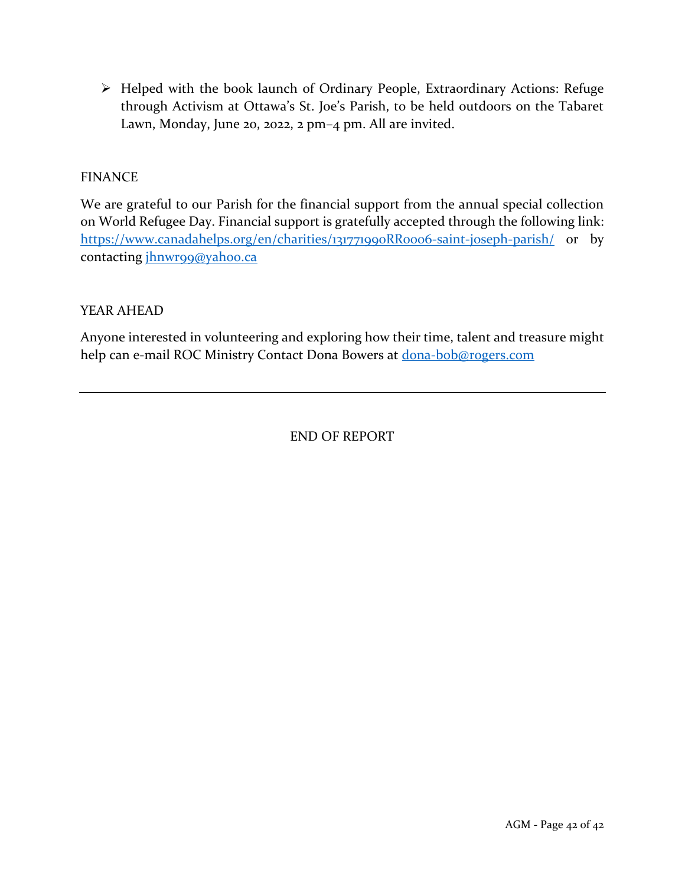- Helped with the book launch of Ordinary People, Extraordinary Actions: Refuge through Activism at Ottawa's St. Joe's Parish, to be held outdoors on the Tabaret Lawn, Monday, June 20, 2022, 2 pm–4 pm. All are invited.

FINANCE

We are grateful to our Parish for the financial support from the annual special collection on World Refugee Day. Financial support is gratefully accepted through the following link: https://www.canadahelps.org/en/charities/131771990RR0006-saint-joseph-parish/ or by contacting jhnwr99@yahoo.ca

YEAR AHEAD

Anyone interested in volunteering and exploring how their time, talent and treasure might help can e-mail ROC Ministry Contact Dona Bowers at dona-bob@rogers.com

---

END OF REPORT